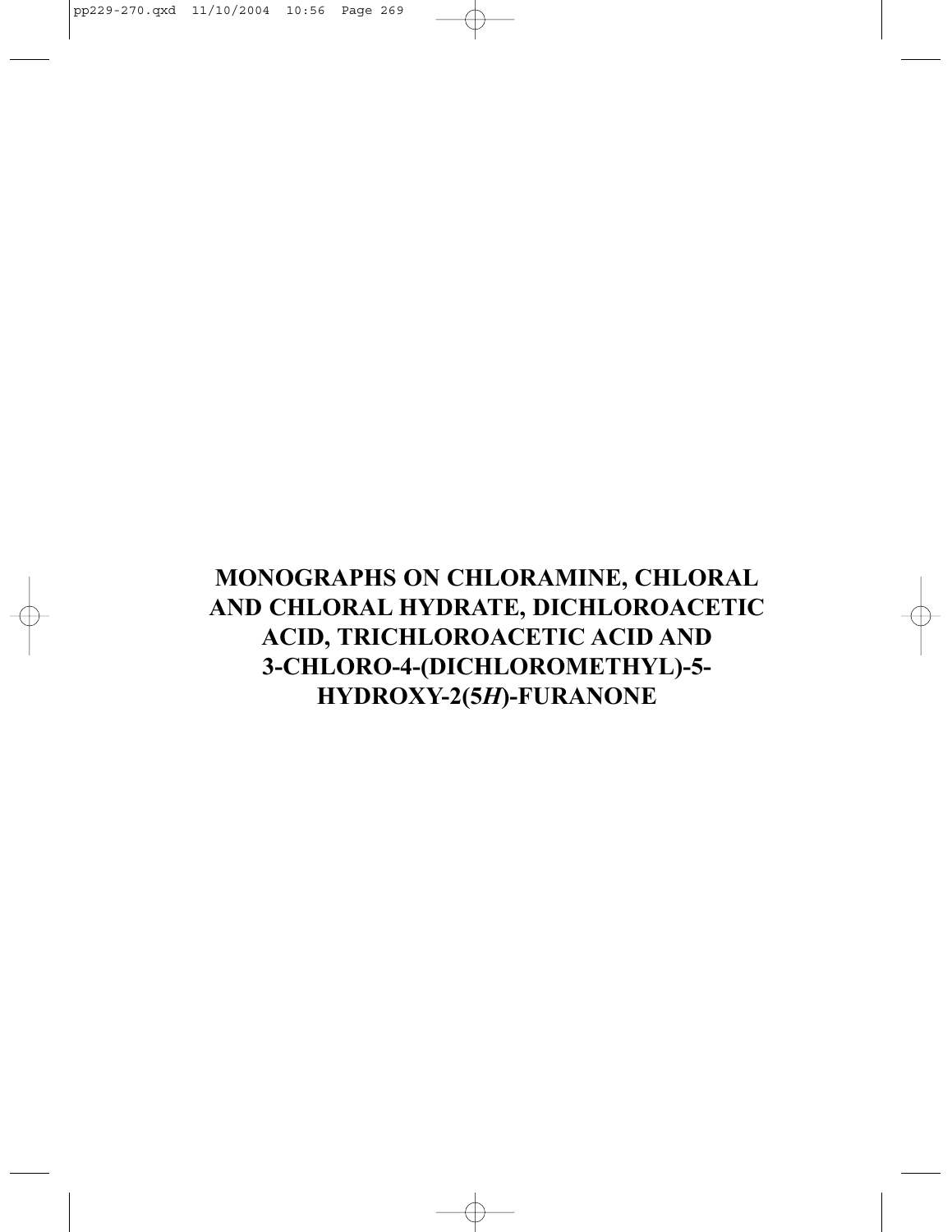# MONOGRAPHS ON CHLORAMINE, CHLORAL AND CHLORAL HYDRATE, DICHLOROACETIC ACID, TRICHLOROACETIC ACID AND 3-CHLORO-4-(DICHLOROMETHYL)-5-HYDROXY-2(5*H*)-FURANONE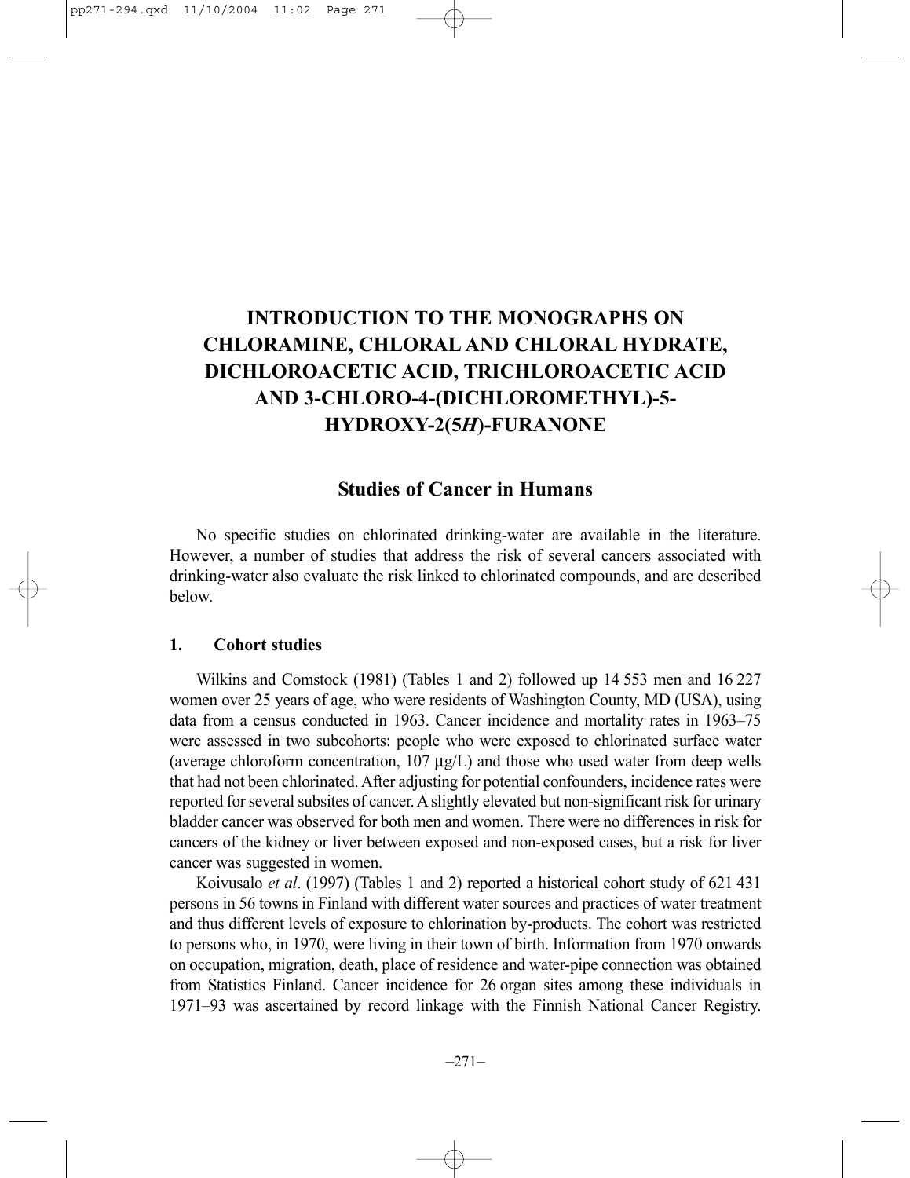# INTRODUCTION TO THE MONOGRAPHS ON CHLORAMINE, CHLORAL AND CHLORAL HYDRATE, DICHLOROACETIC ACID, TRICHLOROACETIC ACID AND 3-CHLORO-4-(DICHLOROMETHYL)-5-HYDROXY-2(5*H*)-FURANONE

## Studies of Cancer in Humans

No specific studies on chlorinated drinking-water are available in the literature. However, a number of studies that address the risk of several cancers associated with drinking-water also evaluate the risk linked to chlorinated compounds, and are described below.

### 1. Cohort studies

Wilkins and Comstock (1981) (Tables 1 and 2) followed up 14 553 men and 16 227 women over 25 years of age, who were residents of Washington County, MD (USA), using data from a census conducted in 1963. Cancer incidence and mortality rates in 1963–75 were assessed in two subcohorts: people who were exposed to chlorinated surface water (average chloroform concentration, 107 μg/L) and those who used water from deep wells that had not been chlorinated. After adjusting for potential confounders, incidence rates were reported for several subsites of cancer. A slightly elevated but non-significant risk for urinary bladder cancer was observed for both men and women. There were no differences in risk for cancers of the kidney or liver between exposed and non-exposed cases, but a risk for liver cancer was suggested in women.

Koivusalo *et al*. (1997) (Tables 1 and 2) reported a historical cohort study of 621 431 persons in 56 towns in Finland with different water sources and practices of water treatment and thus different levels of exposure to chlorination by-products. The cohort was restricted to persons who, in 1970, were living in their town of birth. Information from 1970 onwards on occupation, migration, death, place of residence and water-pipe connection was obtained from Statistics Finland. Cancer incidence for 26 organ sites among these individuals in 1971–93 was ascertained by record linkage with the Finnish National Cancer Registry.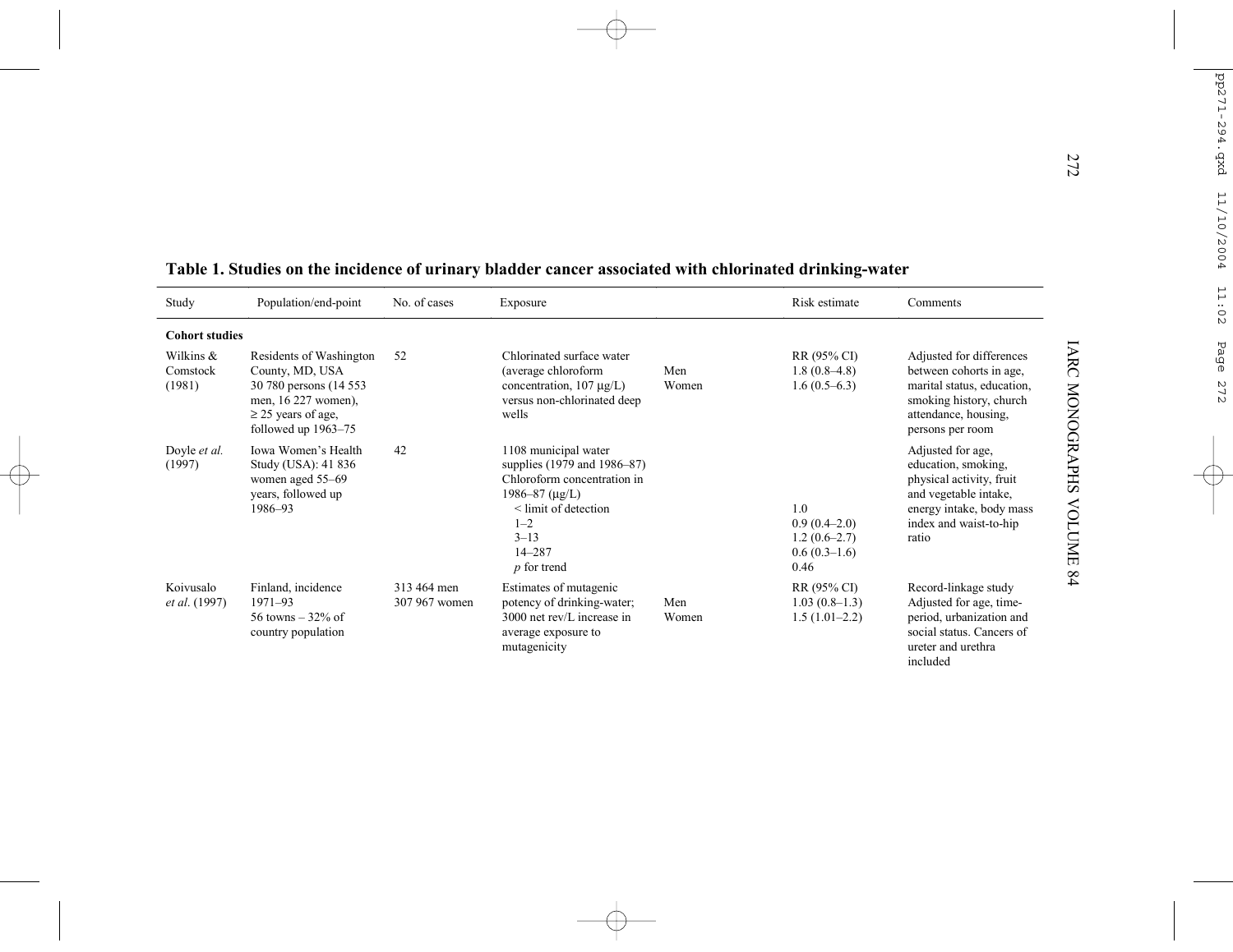**Table 1. Studies on the incidence of urinary bladder cancer associated with chlorinated drinking-water**

| Study | Population/end-point | No. of cases | Exposure | | Risk estimate | Comments |
|---|---|---|---|---|---|---|
| **Cohort studies** | | | | | | |
| Wilkins & Comstock (1981) | Residents of Washington County, MD, USA 30 780 persons (14 553 men, 16 227 women), ≥ 25 years of age, followed up 1963–75 | 52 | Chlorinated surface water (average chloroform concentration, 107 μg/L) versus non-chlorinated deep wells | Men<br>Women | RR (95% CI)<br>1.8 (0.8–4.8)<br>1.6 (0.5–6.3) | Adjusted for differences between cohorts in age, marital status, education, smoking history, church attendance, housing, persons per room |
| Doyle *et al.* (1997) | Iowa Women's Health Study (USA): 41 836 women aged 55–69 years, followed up 1986–93 | 42 | 1108 municipal water supplies (1979 and 1986–87) Chloroform concentration in 1986–87 (μg/L)<br>< limit of detection<br>1–2<br>3–13<br>14–287<br>*p* for trend | | <br><br><br>1.0<br>0.9 (0.4–2.0)<br>1.2 (0.6–2.7)<br>0.6 (0.3–1.6)<br>0.46 | Adjusted for age, education, smoking, physical activity, fruit and vegetable intake, energy intake, body mass index and waist-to-hip ratio |
| Koivusalo *et al.* (1997) | Finland, incidence 1971–93 56 towns – 32% of country population | 313 464 men<br>307 967 women | Estimates of mutagenic potency of drinking-water; 3000 net rev/L increase in average exposure to mutagenicity | Men<br>Women | RR (95% CI)<br>1.03 (0.8–1.3)<br>1.5 (1.01–2.2) | Record-linkage study Adjusted for age, time-period, urbanization and social status. Cancers of ureter and urethra included |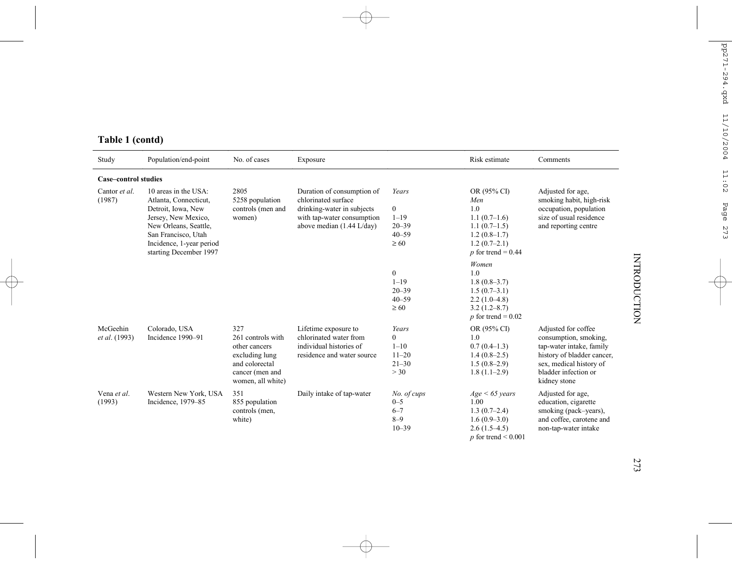**Table 1 (contd)**

| Study | Population/end-point | No. of cases | Exposure | | Risk estimate | Comments |
|---|---|---|---|---|---|---|
| **Case–control studies** | | | | | | |
| Cantor *et al.* (1987) | 10 areas in the USA: Atlanta, Connecticut, Detroit, Iowa, New Jersey, New Mexico, New Orleans, Seattle, San Francisco, Utah Incidence, 1-year period starting December 1997 | 2805 5258 population controls (men and women) | Duration of consumption of chlorinated surface drinking-water in subjects with tap-water consumption above median (1.44 L/day) | *Years* | OR (95% CI) *Men* | Adjusted for age, smoking habit, high-risk occupation, population size of usual residence and reporting centre |
| | | | | 0 | 1.0 | |
| | | | | 1–19 | 1.1 (0.7–1.6) | |
| | | | | 20–39 | 1.1 (0.7–1.5) | |
| | | | | 40–59 | 1.2 (0.8–1.7) | |
| | | | | ≥ 60 | 1.2 (0.7–2.1) | |
| | | | | | $p$ for trend = 0.44 | |
| | | | | | *Women* | |
| | | | | 0 | 1.0 | |
| | | | | 1–19 | 1.8 (0.8–3.7) | |
| | | | | 20–39 | 1.5 (0.7–3.1) | |
| | | | | 40–59 | 2.2 (1.0–4.8) | |
| | | | | ≥ 60 | 3.2 (1.2–8.7) | |
| | | | | | $p$ for trend = 0.02 | |
| McGeehin *et al.* (1993) | Colorado, USA Incidence 1990–91 | 327 261 controls with other cancers excluding lung and colorectal cancer (men and women, all white) | Lifetime exposure to chlorinated water from individual histories of residence and water source | *Years* | OR (95% CI) | Adjusted for coffee consumption, smoking, tap-water intake, family history of bladder cancer, sex, medical history of bladder infection or kidney stone |
| | | | | 0 | 1.0 | |
| | | | | 1–10 | 0.7 (0.4–1.3) | |
| | | | | 11–20 | 1.4 (0.8–2.5) | |
| | | | | 21–30 | 1.5 (0.8–2.9) | |
| | | | | > 30 | 1.8 (1.1–2.9) | |
| Vena *et al.* (1993) | Western New York, USA Incidence, 1979–85 | 351 855 population controls (men, white) | Daily intake of tap-water | *No. of cups* | *Age < 65 years* | Adjusted for age, education, cigarette smoking (pack–years), and coffee, carotene and non-tap-water intake |
| | | | | 0–5 | 1.00 | |
| | | | | 6–7 | 1.3 (0.7–2.4) | |
| | | | | 8–9 | 1.6 (0.9–3.0) | |
| | | | | 10–39 | 2.6 (1.5–4.5) | |
| | | | | | $p$ for trend < 0.001 | |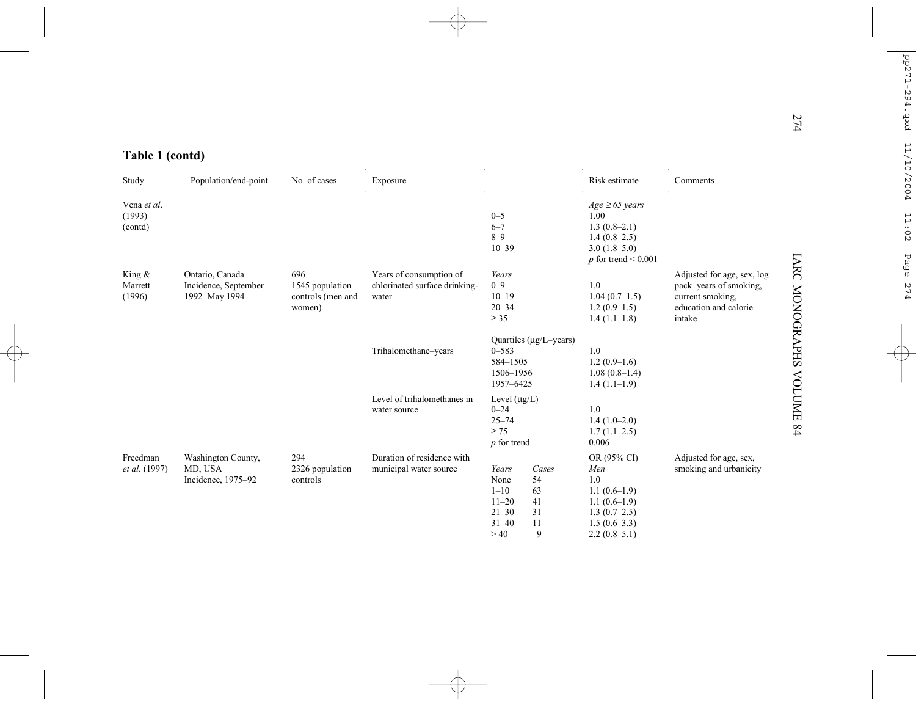**Table 1 (contd)**

| Study | Population/end-point | No. of cases | Exposure | | | Risk estimate | Comments |
|---|---|---|---|---|---|---|---|
| Vena *et al.* (1993) (contd) | | | | | | *Age ≥ 65 years* | |
| | | | | 0–5 | | 1.00 | |
| | | | | 6–7 | | 1.3 (0.8–2.1) | |
| | | | | 8–9 | | 1.4 (0.8–2.5) | |
| | | | | 10–39 | | 3.0 (1.8–5.0) | |
| | | | | | | *p* for trend < 0.001 | |
| King & Marrett (1996) | Ontario, Canada Incidence, September 1992–May 1994 | 696 1545 population controls (men and women) | Years of consumption of chlorinated surface drinking-water | *Years* | | | Adjusted for age, sex, log pack–years of smoking, current smoking, education and calorie intake |
| | | | | 0–9 | | 1.0 | |
| | | | | 10–19 | | 1.04 (0.7–1.5) | |
| | | | | 20–34 | | 1.2 (0.9–1.5) | |
| | | | | ≥ 35 | | 1.4 (1.1–1.8) | |
| | | | | Quartiles (µg/L–years) | | | |
| | | | Trihalomethane–years | 0–583 | | 1.0 | |
| | | | | 584–1505 | | 1.2 (0.9–1.6) | |
| | | | | 1506–1956 | | 1.08 (0.8–1.4) | |
| | | | | 1957–6425 | | 1.4 (1.1–1.9) | |
| | | | Level of trihalomethanes in water source | Level (µg/L) | | | |
| | | | | 0–24 | | 1.0 | |
| | | | | 25–74 | | 1.4 (1.0–2.0) | |
| | | | | ≥ 75 | | 1.7 (1.1–2.5) | |
| | | | | *p* for trend | | 0.006 | |
| Freedman *et al.* (1997) | Washington County, MD, USA Incidence, 1975–92 | 294 2326 population controls | Duration of residence with municipal water source | | | OR (95% CI) | Adjusted for age, sex, smoking and urbanicity |
| | | | | *Years* | *Cases* | *Men* | |
| | | | | None | 54 | 1.0 | |
| | | | | 1–10 | 63 | 1.1 (0.6–1.9) | |
| | | | | 11–20 | 41 | 1.1 (0.6–1.9) | |
| | | | | 21–30 | 31 | 1.3 (0.7–2.5) | |
| | | | | 31–40 | 11 | 1.5 (0.6–3.3) | |
| | | | | > 40 | 9 | 2.2 (0.8–5.1) | |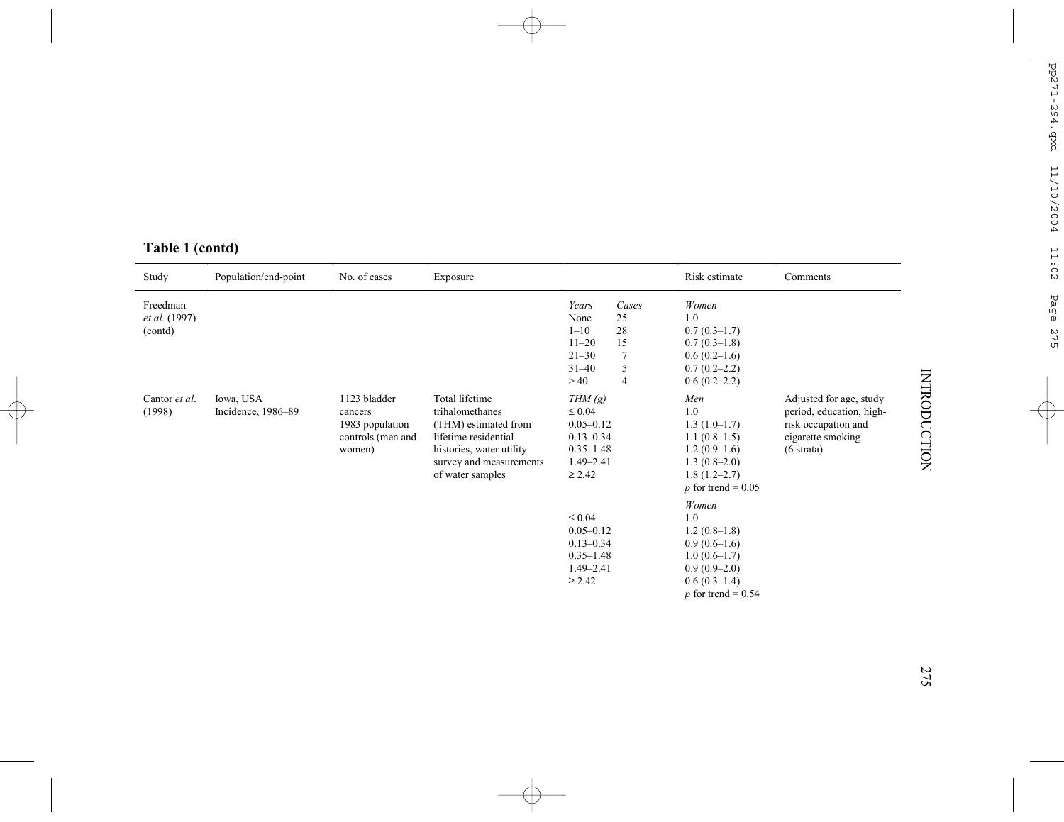**Table 1 (contd)**

| Study | Population/end-point | No. of cases | Exposure | | | Risk estimate | Comments |
|---|---|---|---|---|---|---|---|
| Freedman *et al.* (1997) (contd) | | | | *Years* | *Cases* | *Women* | |
| | | | | None | 25 | 1.0 | |
| | | | | 1–10 | 28 | 0.7 (0.3–1.7) | |
| | | | | 11–20 | 15 | 0.7 (0.3–1.8) | |
| | | | | 21–30 | 7 | 0.6 (0.2–1.6) | |
| | | | | 31–40 | 5 | 0.7 (0.2–2.2) | |
| | | | | > 40 | 4 | 0.6 (0.2–2.2) | |
| Cantor *et al.* (1998) | Iowa, USA Incidence, 1986–89 | 1123 bladder cancers 1983 population controls (men and women) | Total lifetime trihalomethanes (THM) estimated from lifetime residential histories, water utility survey and measurements of water samples | *THM (g)* | | *Men* | Adjusted for age, study period, education, high-risk occupation and cigarette smoking (6 strata) |
| | | | | ≤ 0.04 | | 1.0 | |
| | | | | 0.05–0.12 | | 1.3 (1.0–1.7) | |
| | | | | 0.13–0.34 | | 1.1 (0.8–1.5) | |
| | | | | 0.35–1.48 | | 1.2 (0.9–1.6) | |
| | | | | 1.49–2.41 | | 1.3 (0.8–2.0) | |
| | | | | ≥ 2.42 | | 1.8 (1.2–2.7) | |
| | | | | | | *p* for trend = 0.05 | |
| | | | | | | *Women* | |
| | | | | ≤ 0.04 | | 1.0 | |
| | | | | 0.05–0.12 | | 1.2 (0.8–1.8) | |
| | | | | 0.13–0.34 | | 0.9 (0.6–1.6) | |
| | | | | 0.35–1.48 | | 1.0 (0.6–1.7) | |
| | | | | 1.49–2.41 | | 0.9 (0.9–2.0) | |
| | | | | ≥ 2.42 | | 0.6 (0.3–1.4) | |
| | | | | | | *p* for trend = 0.54 | |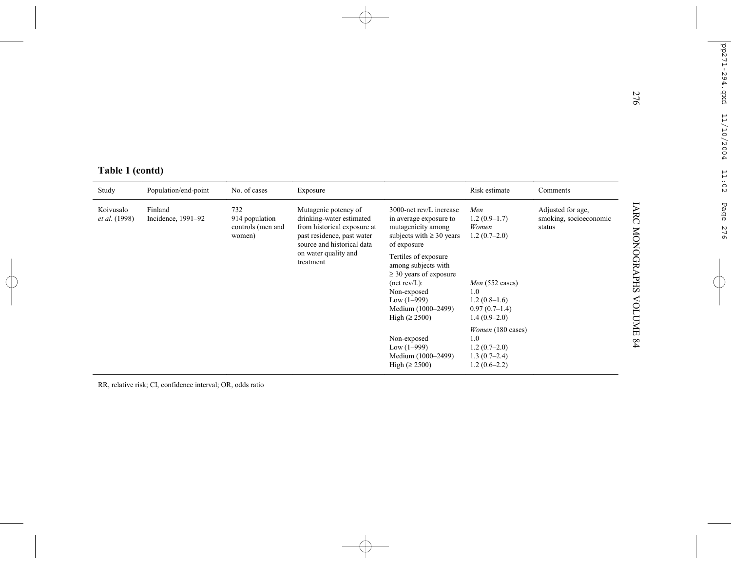**Table 1 (contd)**

| Study | Population/end-point | No. of cases | Exposure | | Risk estimate | Comments |
|---|---|---|---|---|---|---|
| Koivusalo *et al*. (1998) | Finland Incidence, 1991–92 | 732 914 population controls (men and women) | Mutagenic potency of drinking-water estimated from historical exposure at past residence, past water source and historical data on water quality and treatment | 3000-net rev/L increase in average exposure to mutagenicity among subjects with ≥ 30 years of exposure | *Men* 1.2 (0.9–1.7) *Women* 1.2 (0.7–2.0) | Adjusted for age, smoking, socioeconomic status |
| | | | | Tertiles of exposure among subjects with ≥ 30 years of exposure (net rev/L): | *Men* (552 cases) | |
| | | | | Non-exposed | 1.0 | |
| | | | | Low (1–999) | 1.2 (0.8–1.6) | |
| | | | | Medium (1000–2499) | 0.97 (0.7–1.4) | |
| | | | | High (≥ 2500) | 1.4 (0.9–2.0) | |
| | | | | | *Women* (180 cases) | |
| | | | | Non-exposed | 1.0 | |
| | | | | Low (1–999) | 1.2 (0.7–2.0) | |
| | | | | Medium (1000–2499) | 1.3 (0.7–2.4) | |
| | | | | High (≥ 2500) | 1.2 (0.6–2.2) | |

RR, relative risk; CI, confidence interval; OR, odds ratio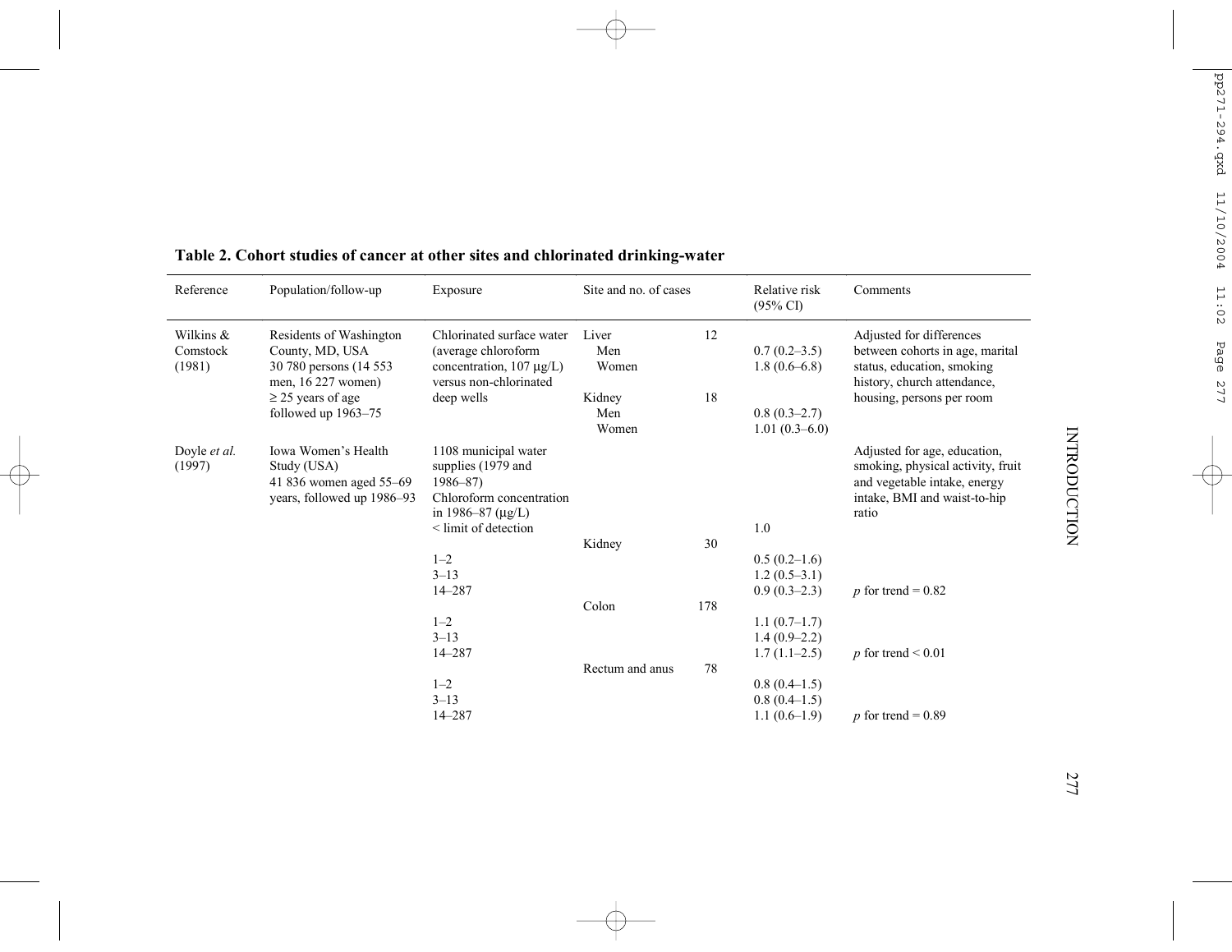**Table 2. Cohort studies of cancer at other sites and chlorinated drinking-water**

| Reference | Population/follow-up | Exposure | Site and no. of cases | | Relative risk (95% CI) | Comments |
|---|---|---|---|---|---|---|
| Wilkins & Comstock (1981) | Residents of Washington County, MD, USA 30 780 persons (14 553 men, 16 227 women) ≥ 25 years of age followed up 1963–75 | Chlorinated surface water (average chloroform concentration, 107 µg/L) versus non-chlorinated deep wells | Liver | 12 | | Adjusted for differences between cohorts in age, marital status, education, smoking history, church attendance, housing, persons per room |
| | | | Men | | 0.7 (0.2–3.5) | |
| | | | Women | | 1.8 (0.6–6.8) | |
| | | | Kidney | 18 | | |
| | | | Men | | 0.8 (0.3–2.7) | |
| | | | Women | | 1.01 (0.3–6.0) | |
| Doyle *et al.* (1997) | Iowa Women's Health Study (USA) 41 836 women aged 55–69 years, followed up 1986–93 | 1108 municipal water supplies (1979 and 1986–87) Chloroform concentration in 1986–87 (µg/L) | | | | Adjusted for age, education, smoking, physical activity, fruit and vegetable intake, energy intake, BMI and waist-to-hip ratio |
| | | < limit of detection | | | 1.0 | |
| | | | Kidney | 30 | | |
| | | 1–2 | | | 0.5 (0.2–1.6) | |
| | | 3–13 | | | 1.2 (0.5–3.1) | |
| | | 14–287 | | | 0.9 (0.3–2.3) | $p$ for trend = 0.82 |
| | | | Colon | 178 | | |
| | | 1–2 | | | 1.1 (0.7–1.7) | |
| | | 3–13 | | | 1.4 (0.9–2.2) | |
| | | 14–287 | | | 1.7 (1.1–2.5) | $p$ for trend < 0.01 |
| | | | Rectum and anus | 78 | | |
| | | 1–2 | | | 0.8 (0.4–1.5) | |
| | | 3–13 | | | 0.8 (0.4–1.5) | |
| | | 14–287 | | | 1.1 (0.6–1.9) | $p$ for trend = 0.89 |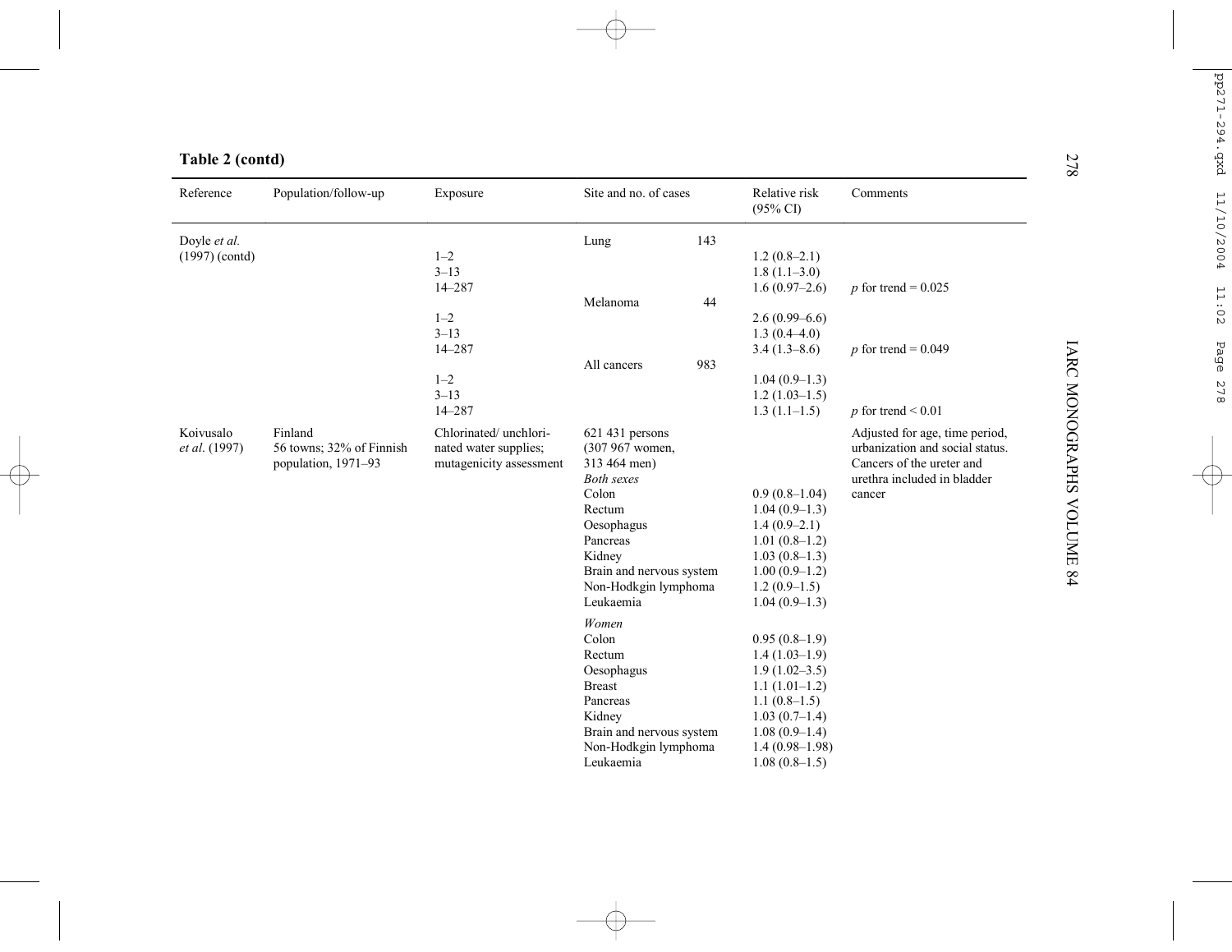**Table 2 (contd)**

| Reference | Population/follow-up | Exposure | Site and no. of cases | | Relative risk (95% CI) | Comments |
|---|---|---|---|---|---|---|
| Doyle *et al.* (1997) (contd) | | | Lung | 143 | | |
| | | 1–2 | | | 1.2 (0.8–2.1) | |
| | | 3–13 | | | 1.8 (1.1–3.0) | |
| | | 14–287 | | | 1.6 (0.97–2.6) | *p* for trend = 0.025 |
| | | | Melanoma | 44 | | |
| | | 1–2 | | | 2.6 (0.99–6.6) | |
| | | 3–13 | | | 1.3 (0.4–4.0) | |
| | | 14–287 | | | 3.4 (1.3–8.6) | *p* for trend = 0.049 |
| | | | All cancers | 983 | | |
| | | 1–2 | | | 1.04 (0.9–1.3) | |
| | | 3–13 | | | 1.2 (1.03–1.5) | |
| | | 14–287 | | | 1.3 (1.1–1.5) | *p* for trend < 0.01 |
| Koivusalo *et al.* (1997) | Finland 56 towns; 32% of Finnish population, 1971–93 | Chlorinated/ unchlorinated water supplies; mutagenicity assessment | 621 431 persons (307 967 women, 313 464 men) | | | Adjusted for age, time period, urbanization and social status. Cancers of the ureter and urethra included in bladder cancer |
| | | | *Both sexes* | | | |
| | | | Colon | | 0.9 (0.8–1.04) | |
| | | | Rectum | | 1.04 (0.9–1.3) | |
| | | | Oesophagus | | 1.4 (0.9–2.1) | |
| | | | Pancreas | | 1.01 (0.8–1.2) | |
| | | | Kidney | | 1.03 (0.8–1.3) | |
| | | | Brain and nervous system | | 1.00 (0.9–1.2) | |
| | | | Non-Hodgkin lymphoma | | 1.2 (0.9–1.5) | |
| | | | Leukaemia | | 1.04 (0.9–1.3) | |
| | | | *Women* | | | |
| | | | Colon | | 0.95 (0.8–1.9) | |
| | | | Rectum | | 1.4 (1.03–1.9) | |
| | | | Oesophagus | | 1.9 (1.02–3.5) | |
| | | | Breast | | 1.1 (1.01–1.2) | |
| | | | Pancreas | | 1.1 (0.8–1.5) | |
| | | | Kidney | | 1.03 (0.7–1.4) | |
| | | | Brain and nervous system | | 1.08 (0.9–1.4) | |
| | | | Non-Hodgkin lymphoma | | 1.4 (0.98–1.98) | |
| | | | Leukaemia | | 1.08 (0.8–1.5) | |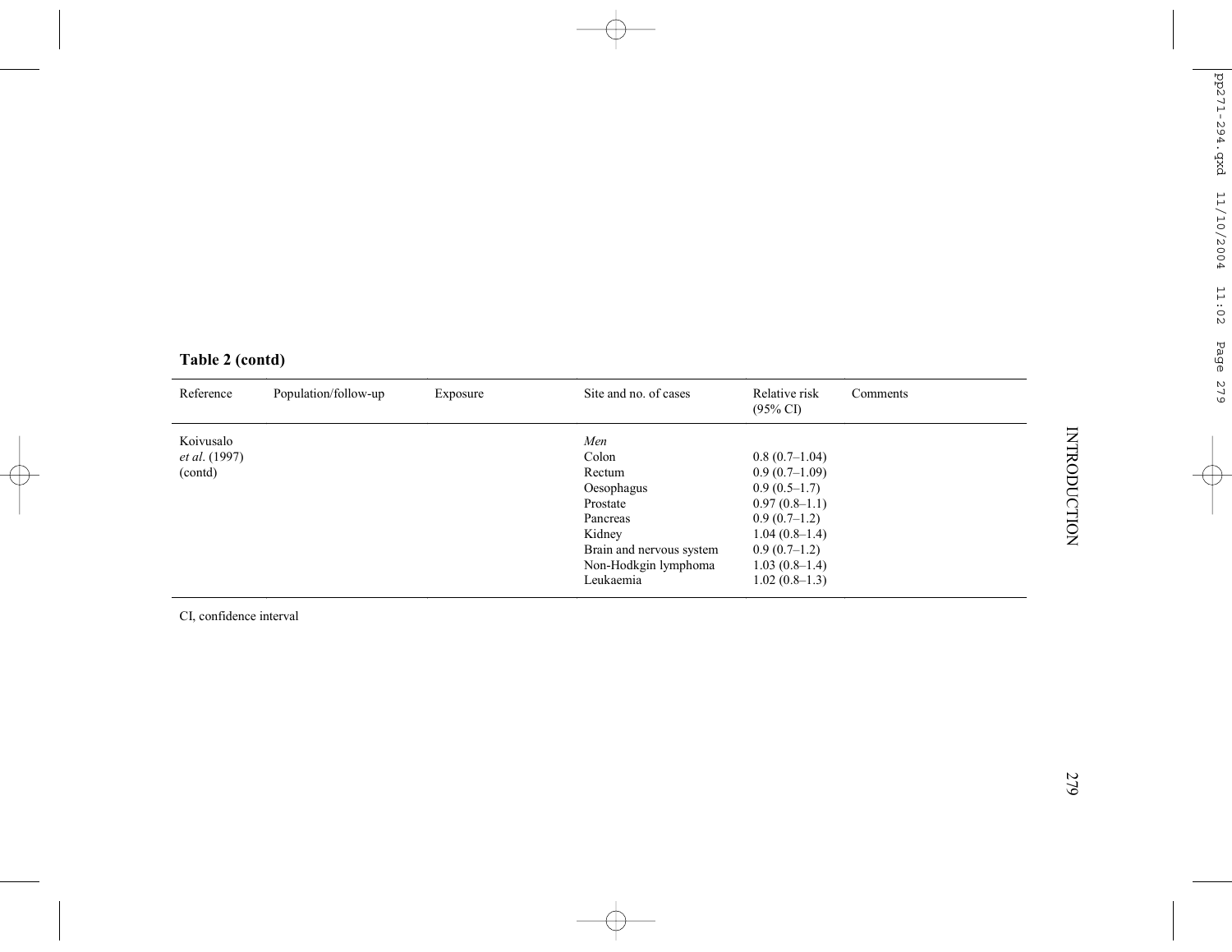**Table 2 (contd)**

| Reference | Population/follow-up | Exposure | Site and no. of cases | Relative risk (95% CI) | Comments |
|---|---|---|---|---|---|
| Koivusalo *et al*. (1997) (contd) | | | *Men* | | |
| | | | Colon | 0.8 (0.7–1.04) | |
| | | | Rectum | 0.9 (0.7–1.09) | |
| | | | Oesophagus | 0.9 (0.5–1.7) | |
| | | | Prostate | 0.97 (0.8–1.1) | |
| | | | Pancreas | 0.9 (0.7–1.2) | |
| | | | Kidney | 1.04 (0.8–1.4) | |
| | | | Brain and nervous system | 0.9 (0.7–1.2) | |
| | | | Non-Hodkgin lymphoma | 1.03 (0.8–1.4) | |
| | | | Leukaemia | 1.02 (0.8–1.3) | |

CI, confidence interval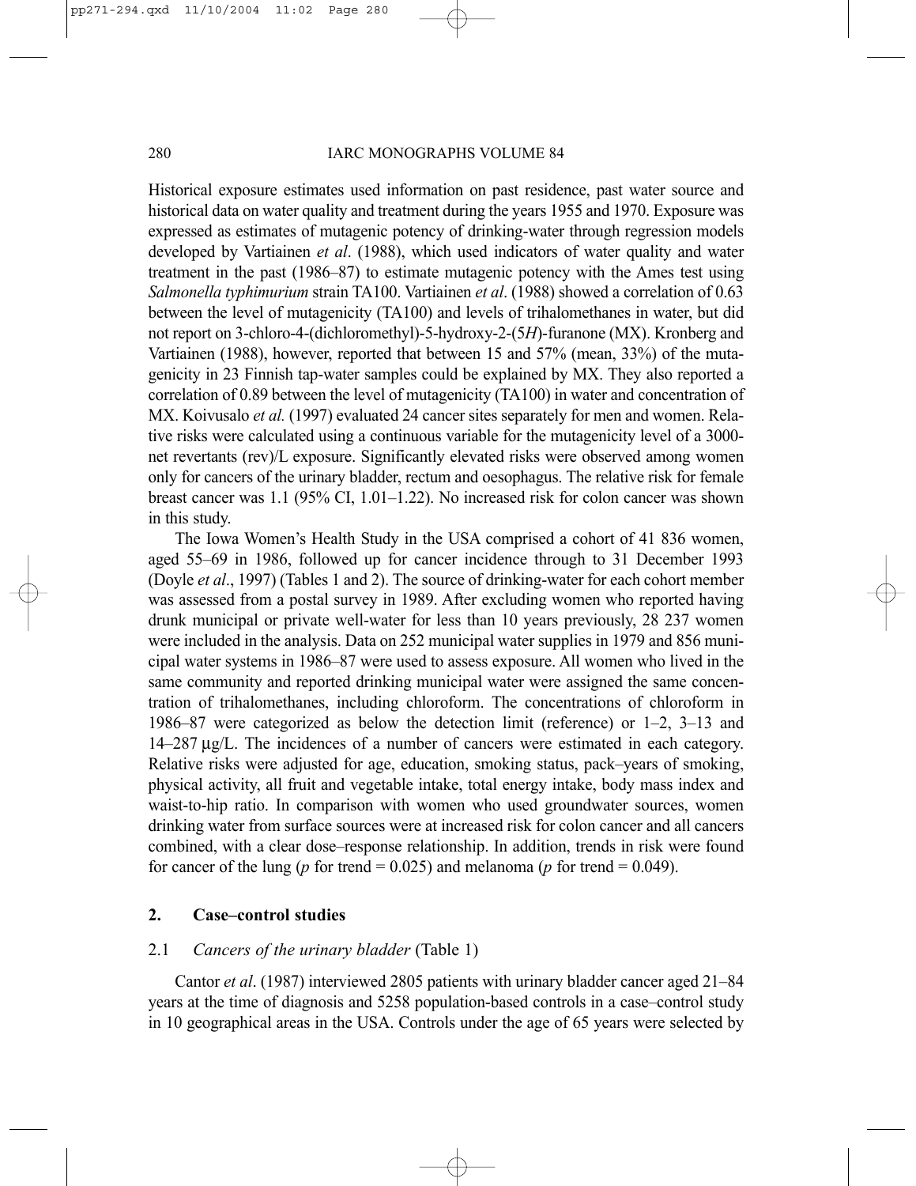Historical exposure estimates used information on past residence, past water source and historical data on water quality and treatment during the years 1955 and 1970. Exposure was expressed as estimates of mutagenic potency of drinking-water through regression models developed by Vartiainen *et al*. (1988), which used indicators of water quality and water treatment in the past (1986–87) to estimate mutagenic potency with the Ames test using *Salmonella typhimurium* strain TA100. Vartiainen *et al*. (1988) showed a correlation of 0.63 between the level of mutagenicity (TA100) and levels of trihalomethanes in water, but did not report on 3-chloro-4-(dichloromethyl)-5-hydroxy-2-(5*H*)-furanone (MX). Kronberg and Vartiainen (1988), however, reported that between 15 and 57% (mean, 33%) of the mutagenicity in 23 Finnish tap-water samples could be explained by MX. They also reported a correlation of 0.89 between the level of mutagenicity (TA100) in water and concentration of MX. Koivusalo *et al.* (1997) evaluated 24 cancer sites separately for men and women. Relative risks were calculated using a continuous variable for the mutagenicity level of a 3000-net revertants (rev)/L exposure. Significantly elevated risks were observed among women only for cancers of the urinary bladder, rectum and oesophagus. The relative risk for female breast cancer was 1.1 (95% CI, 1.01–1.22). No increased risk for colon cancer was shown in this study.

The Iowa Women's Health Study in the USA comprised a cohort of 41 836 women, aged 55–69 in 1986, followed up for cancer incidence through to 31 December 1993 (Doyle *et al*., 1997) (Tables 1 and 2). The source of drinking-water for each cohort member was assessed from a postal survey in 1989. After excluding women who reported having drunk municipal or private well-water for less than 10 years previously, 28 237 women were included in the analysis. Data on 252 municipal water supplies in 1979 and 856 municipal water systems in 1986–87 were used to assess exposure. All women who lived in the same community and reported drinking municipal water were assigned the same concentration of trihalomethanes, including chloroform. The concentrations of chloroform in 1986–87 were categorized as below the detection limit (reference) or 1–2, 3–13 and 14–287 μg/L. The incidences of a number of cancers were estimated in each category. Relative risks were adjusted for age, education, smoking status, pack–years of smoking, physical activity, all fruit and vegetable intake, total energy intake, body mass index and waist-to-hip ratio. In comparison with women who used groundwater sources, women drinking water from surface sources were at increased risk for colon cancer and all cancers combined, with a clear dose–response relationship. In addition, trends in risk were found for cancer of the lung ($p$ for trend = 0.025) and melanoma ($p$ for trend = 0.049).

## 2. Case–control studies

### 2.1 *Cancers of the urinary bladder* (Table 1)

Cantor *et al*. (1987) interviewed 2805 patients with urinary bladder cancer aged 21–84 years at the time of diagnosis and 5258 population-based controls in a case–control study in 10 geographical areas in the USA. Controls under the age of 65 years were selected by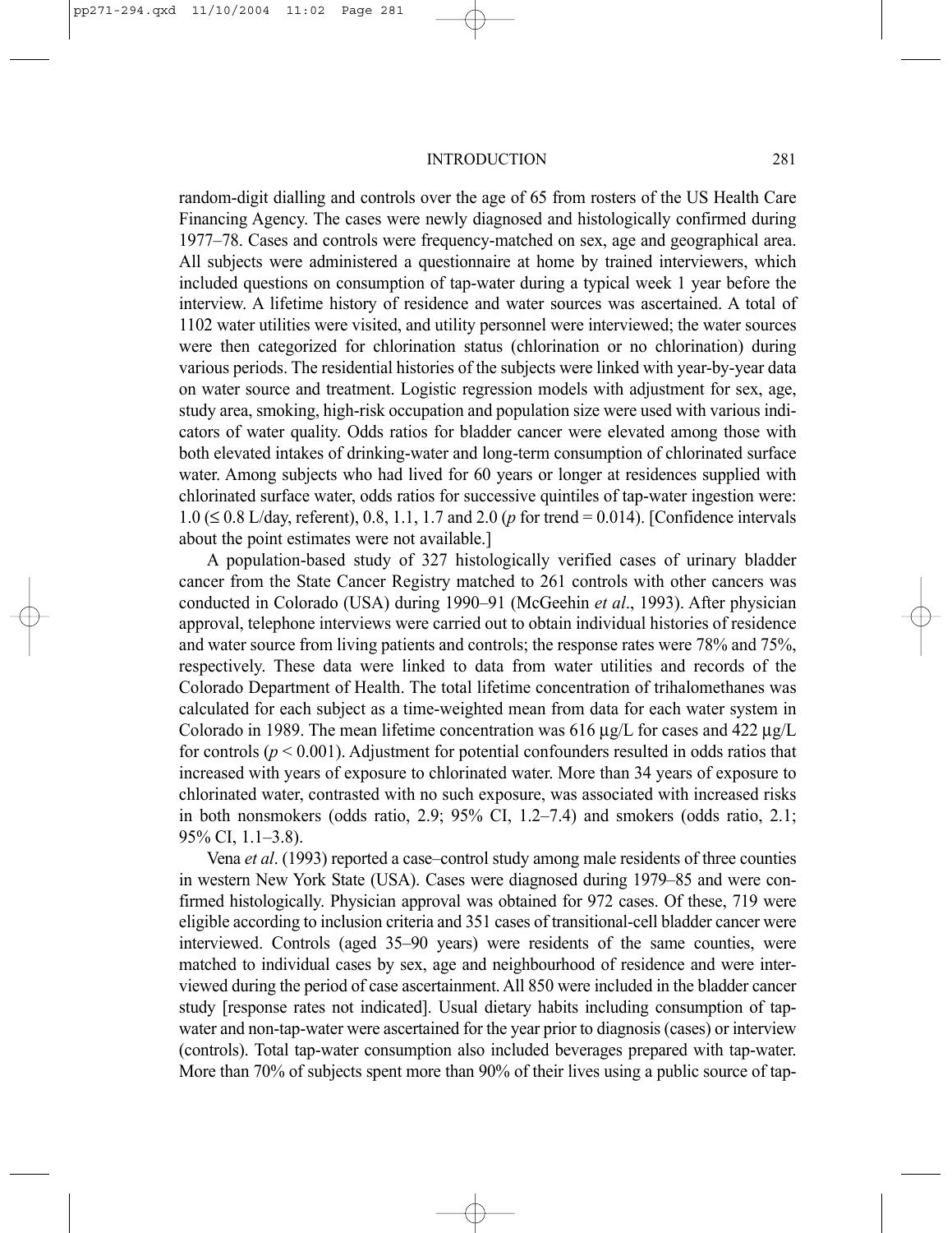random-digit dialling and controls over the age of 65 from rosters of the US Health Care Financing Agency. The cases were newly diagnosed and histologically confirmed during 1977–78. Cases and controls were frequency-matched on sex, age and geographical area. All subjects were administered a questionnaire at home by trained interviewers, which included questions on consumption of tap-water during a typical week 1 year before the interview. A lifetime history of residence and water sources was ascertained. A total of 1102 water utilities were visited, and utility personnel were interviewed; the water sources were then categorized for chlorination status (chlorination or no chlorination) during various periods. The residential histories of the subjects were linked with year-by-year data on water source and treatment. Logistic regression models with adjustment for sex, age, study area, smoking, high-risk occupation and population size were used with various indicators of water quality. Odds ratios for bladder cancer were elevated among those with both elevated intakes of drinking-water and long-term consumption of chlorinated surface water. Among subjects who had lived for 60 years or longer at residences supplied with chlorinated surface water, odds ratios for successive quintiles of tap-water ingestion were: 1.0 (≤ 0.8 L/day, referent), 0.8, 1.1, 1.7 and 2.0 (*p* for trend = 0.014). [Confidence intervals about the point estimates were not available.]

A population-based study of 327 histologically verified cases of urinary bladder cancer from the State Cancer Registry matched to 261 controls with other cancers was conducted in Colorado (USA) during 1990–91 (McGeehin *et al*., 1993). After physician approval, telephone interviews were carried out to obtain individual histories of residence and water source from living patients and controls; the response rates were 78% and 75%, respectively. These data were linked to data from water utilities and records of the Colorado Department of Health. The total lifetime concentration of trihalomethanes was calculated for each subject as a time-weighted mean from data for each water system in Colorado in 1989. The mean lifetime concentration was 616 µg/L for cases and 422 µg/L for controls ($p < 0.001$). Adjustment for potential confounders resulted in odds ratios that increased with years of exposure to chlorinated water. More than 34 years of exposure to chlorinated water, contrasted with no such exposure, was associated with increased risks in both nonsmokers (odds ratio, 2.9; 95% CI, 1.2–7.4) and smokers (odds ratio, 2.1; 95% CI, 1.1–3.8).

Vena *et al*. (1993) reported a case–control study among male residents of three counties in western New York State (USA). Cases were diagnosed during 1979–85 and were confirmed histologically. Physician approval was obtained for 972 cases. Of these, 719 were eligible according to inclusion criteria and 351 cases of transitional-cell bladder cancer were interviewed. Controls (aged 35–90 years) were residents of the same counties, were matched to individual cases by sex, age and neighbourhood of residence and were interviewed during the period of case ascertainment. All 850 were included in the bladder cancer study [response rates not indicated]. Usual dietary habits including consumption of tap-water and non-tap-water were ascertained for the year prior to diagnosis (cases) or interview (controls). Total tap-water consumption also included beverages prepared with tap-water. More than 70% of subjects spent more than 90% of their lives using a public source of tap-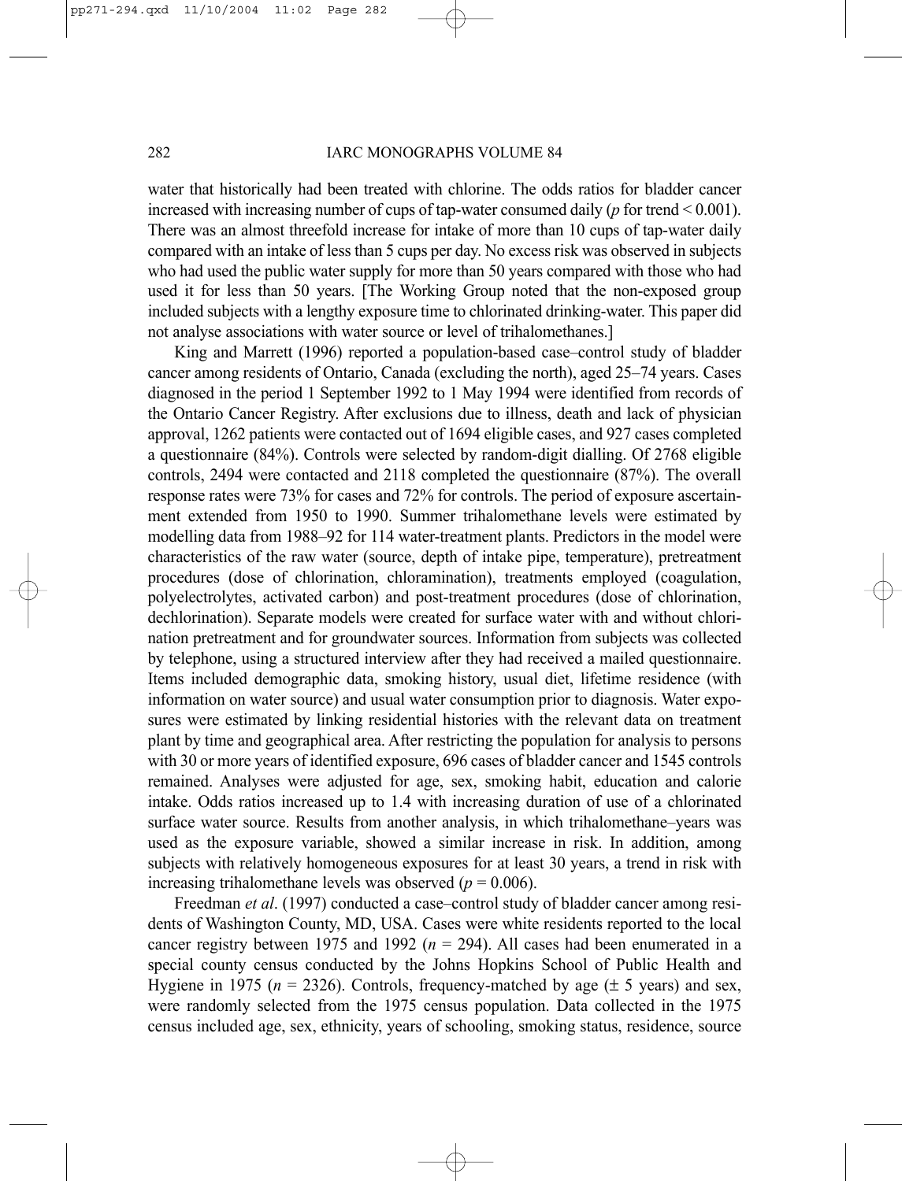water that historically had been treated with chlorine. The odds ratios for bladder cancer increased with increasing number of cups of tap-water consumed daily ($p$ for trend < 0.001). There was an almost threefold increase for intake of more than 10 cups of tap-water daily compared with an intake of less than 5 cups per day. No excess risk was observed in subjects who had used the public water supply for more than 50 years compared with those who had used it for less than 50 years. [The Working Group noted that the non-exposed group included subjects with a lengthy exposure time to chlorinated drinking-water. This paper did not analyse associations with water source or level of trihalomethanes.]

King and Marrett (1996) reported a population-based case–control study of bladder cancer among residents of Ontario, Canada (excluding the north), aged 25–74 years. Cases diagnosed in the period 1 September 1992 to 1 May 1994 were identified from records of the Ontario Cancer Registry. After exclusions due to illness, death and lack of physician approval, 1262 patients were contacted out of 1694 eligible cases, and 927 cases completed a questionnaire (84%). Controls were selected by random-digit dialling. Of 2768 eligible controls, 2494 were contacted and 2118 completed the questionnaire (87%). The overall response rates were 73% for cases and 72% for controls. The period of exposure ascertainment extended from 1950 to 1990. Summer trihalomethane levels were estimated by modelling data from 1988–92 for 114 water-treatment plants. Predictors in the model were characteristics of the raw water (source, depth of intake pipe, temperature), pretreatment procedures (dose of chlorination, chloramination), treatments employed (coagulation, polyelectrolytes, activated carbon) and post-treatment procedures (dose of chlorination, dechlorination). Separate models were created for surface water with and without chlorination pretreatment and for groundwater sources. Information from subjects was collected by telephone, using a structured interview after they had received a mailed questionnaire. Items included demographic data, smoking history, usual diet, lifetime residence (with information on water source) and usual water consumption prior to diagnosis. Water exposures were estimated by linking residential histories with the relevant data on treatment plant by time and geographical area. After restricting the population for analysis to persons with 30 or more years of identified exposure, 696 cases of bladder cancer and 1545 controls remained. Analyses were adjusted for age, sex, smoking habit, education and calorie intake. Odds ratios increased up to 1.4 with increasing duration of use of a chlorinated surface water source. Results from another analysis, in which trihalomethane–years was used as the exposure variable, showed a similar increase in risk. In addition, among subjects with relatively homogeneous exposures for at least 30 years, a trend in risk with increasing trihalomethane levels was observed ($p = 0.006$).

Freedman *et al*. (1997) conducted a case–control study of bladder cancer among residents of Washington County, MD, USA. Cases were white residents reported to the local cancer registry between 1975 and 1992 ($n = 294$). All cases had been enumerated in a special county census conducted by the Johns Hopkins School of Public Health and Hygiene in 1975 ($n = 2326$). Controls, frequency-matched by age (± 5 years) and sex, were randomly selected from the 1975 census population. Data collected in the 1975 census included age, sex, ethnicity, years of schooling, smoking status, residence, source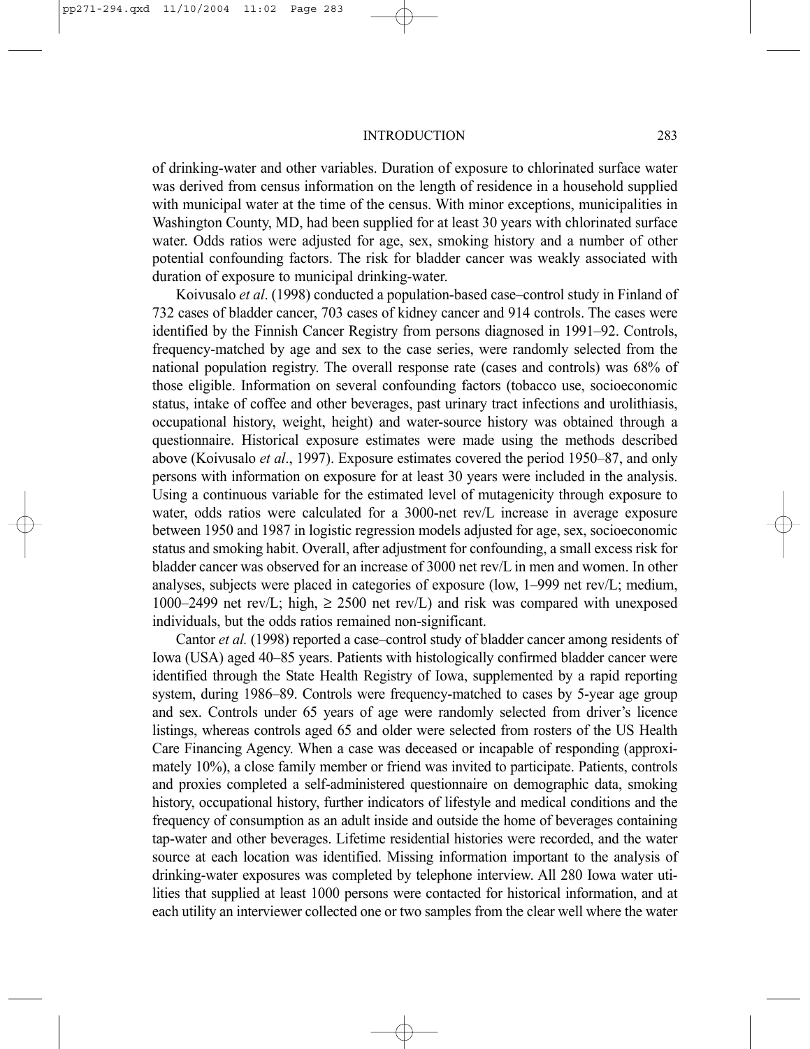of drinking-water and other variables. Duration of exposure to chlorinated surface water was derived from census information on the length of residence in a household supplied with municipal water at the time of the census. With minor exceptions, municipalities in Washington County, MD, had been supplied for at least 30 years with chlorinated surface water. Odds ratios were adjusted for age, sex, smoking history and a number of other potential confounding factors. The risk for bladder cancer was weakly associated with duration of exposure to municipal drinking-water.

Koivusalo *et al*. (1998) conducted a population-based case–control study in Finland of 732 cases of bladder cancer, 703 cases of kidney cancer and 914 controls. The cases were identified by the Finnish Cancer Registry from persons diagnosed in 1991–92. Controls, frequency-matched by age and sex to the case series, were randomly selected from the national population registry. The overall response rate (cases and controls) was 68% of those eligible. Information on several confounding factors (tobacco use, socioeconomic status, intake of coffee and other beverages, past urinary tract infections and urolithiasis, occupational history, weight, height) and water-source history was obtained through a questionnaire. Historical exposure estimates were made using the methods described above (Koivusalo *et al*., 1997). Exposure estimates covered the period 1950–87, and only persons with information on exposure for at least 30 years were included in the analysis. Using a continuous variable for the estimated level of mutagenicity through exposure to water, odds ratios were calculated for a 3000-net rev/L increase in average exposure between 1950 and 1987 in logistic regression models adjusted for age, sex, socioeconomic status and smoking habit. Overall, after adjustment for confounding, a small excess risk for bladder cancer was observed for an increase of 3000 net rev/L in men and women. In other analyses, subjects were placed in categories of exposure (low, 1–999 net rev/L; medium, 1000–2499 net rev/L; high, ≥ 2500 net rev/L) and risk was compared with unexposed individuals, but the odds ratios remained non-significant.

Cantor *et al.* (1998) reported a case–control study of bladder cancer among residents of Iowa (USA) aged 40–85 years. Patients with histologically confirmed bladder cancer were identified through the State Health Registry of Iowa, supplemented by a rapid reporting system, during 1986–89. Controls were frequency-matched to cases by 5-year age group and sex. Controls under 65 years of age were randomly selected from driver's licence listings, whereas controls aged 65 and older were selected from rosters of the US Health Care Financing Agency. When a case was deceased or incapable of responding (approximately 10%), a close family member or friend was invited to participate. Patients, controls and proxies completed a self-administered questionnaire on demographic data, smoking history, occupational history, further indicators of lifestyle and medical conditions and the frequency of consumption as an adult inside and outside the home of beverages containing tap-water and other beverages. Lifetime residential histories were recorded, and the water source at each location was identified. Missing information important to the analysis of drinking-water exposures was completed by telephone interview. All 280 Iowa water utilities that supplied at least 1000 persons were contacted for historical information, and at each utility an interviewer collected one or two samples from the clear well where the water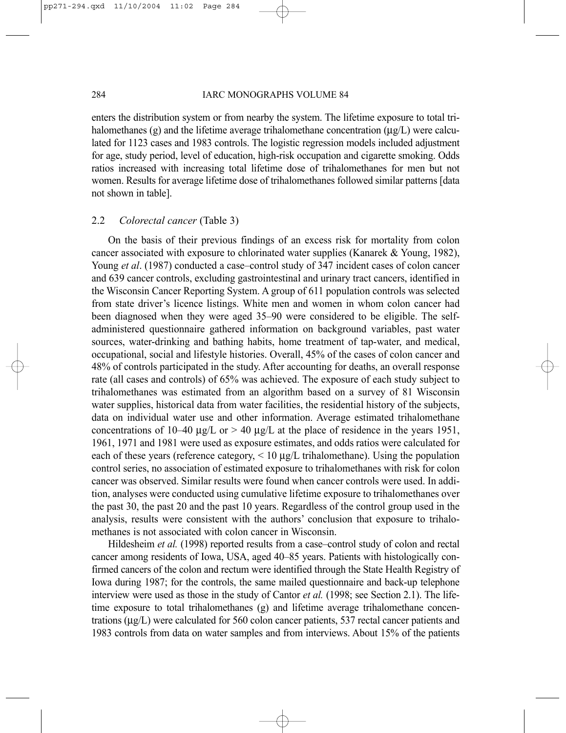enters the distribution system or from nearby the system. The lifetime exposure to total trihalomethanes (g) and the lifetime average trihalomethane concentration (µg/L) were calculated for 1123 cases and 1983 controls. The logistic regression models included adjustment for age, study period, level of education, high-risk occupation and cigarette smoking. Odds ratios increased with increasing total lifetime dose of trihalomethanes for men but not women. Results for average lifetime dose of trihalomethanes followed similar patterns [data not shown in table].

## 2.2 *Colorectal cancer* (Table 3)

On the basis of their previous findings of an excess risk for mortality from colon cancer associated with exposure to chlorinated water supplies (Kanarek & Young, 1982), Young *et al*. (1987) conducted a case–control study of 347 incident cases of colon cancer and 639 cancer controls, excluding gastrointestinal and urinary tract cancers, identified in the Wisconsin Cancer Reporting System. A group of 611 population controls was selected from state driver's licence listings. White men and women in whom colon cancer had been diagnosed when they were aged 35–90 were considered to be eligible. The self-administered questionnaire gathered information on background variables, past water sources, water-drinking and bathing habits, home treatment of tap-water, and medical, occupational, social and lifestyle histories. Overall, 45% of the cases of colon cancer and 48% of controls participated in the study. After accounting for deaths, an overall response rate (all cases and controls) of 65% was achieved. The exposure of each study subject to trihalomethanes was estimated from an algorithm based on a survey of 81 Wisconsin water supplies, historical data from water facilities, the residential history of the subjects, data on individual water use and other information. Average estimated trihalomethane concentrations of 10–40 µg/L or > 40 µg/L at the place of residence in the years 1951, 1961, 1971 and 1981 were used as exposure estimates, and odds ratios were calculated for each of these years (reference category, < 10 µg/L trihalomethane). Using the population control series, no association of estimated exposure to trihalomethanes with risk for colon cancer was observed. Similar results were found when cancer controls were used. In addition, analyses were conducted using cumulative lifetime exposure to trihalomethanes over the past 30, the past 20 and the past 10 years. Regardless of the control group used in the analysis, results were consistent with the authors' conclusion that exposure to trihalomethanes is not associated with colon cancer in Wisconsin.

Hildesheim *et al.* (1998) reported results from a case–control study of colon and rectal cancer among residents of Iowa, USA, aged 40–85 years. Patients with histologically confirmed cancers of the colon and rectum were identified through the State Health Registry of Iowa during 1987; for the controls, the same mailed questionnaire and back-up telephone interview were used as those in the study of Cantor *et al.* (1998; see Section 2.1). The lifetime exposure to total trihalomethanes (g) and lifetime average trihalomethane concentrations (µg/L) were calculated for 560 colon cancer patients, 537 rectal cancer patients and 1983 controls from data on water samples and from interviews. About 15% of the patients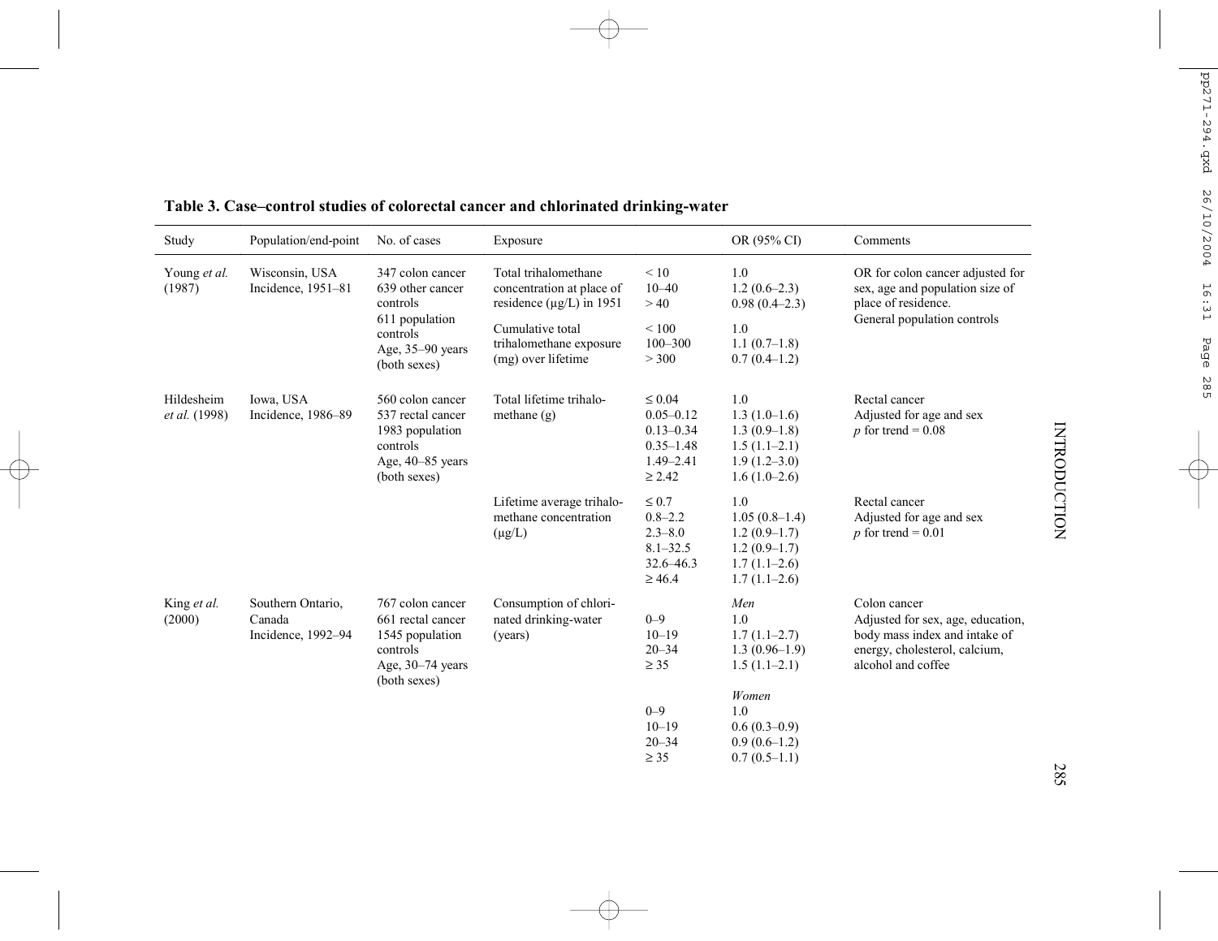**Table 3. Case–control studies of colorectal cancer and chlorinated drinking-water**

| Study | Population/end-point | No. of cases | Exposure | | OR (95% CI) | Comments |
|---|---|---|---|---|---|---|
| Young *et al.* (1987) | Wisconsin, USA<br>Incidence, 1951–81 | 347 colon cancer<br>639 other cancer controls<br>611 population controls<br>Age, 35–90 years (both sexes) | Total trihalomethane concentration at place of residence (μg/L) in 1951 | < 10<br>10–40<br>> 40 | 1.0<br>1.2 (0.6–2.3)<br>0.98 (0.4–2.3) | OR for colon cancer adjusted for sex, age and population size of place of residence.<br>General population controls |
| | | | Cumulative total trihalomethane exposure (mg) over lifetime | < 100<br>100–300<br>> 300 | 1.0<br>1.1 (0.7–1.8)<br>0.7 (0.4–1.2) | |
| Hildesheim *et al.* (1998) | Iowa, USA<br>Incidence, 1986–89 | 560 colon cancer<br>537 rectal cancer<br>1983 population controls<br>Age, 40–85 years (both sexes) | Total lifetime trihalomethane (g) | ≤ 0.04<br>0.05–0.12<br>0.13–0.34<br>0.35–1.48<br>1.49–2.41<br>≥ 2.42 | 1.0<br>1.3 (1.0–1.6)<br>1.3 (0.9–1.8)<br>1.5 (1.1–2.1)<br>1.9 (1.2–3.0)<br>1.6 (1.0–2.6) | Rectal cancer<br>Adjusted for age and sex<br>*p* for trend = 0.08 |
| | | | Lifetime average trihalomethane concentration (μg/L) | ≤ 0.7<br>0.8–2.2<br>2.3–8.0<br>8.1–32.5<br>32.6–46.3<br>≥ 46.4 | 1.0<br>1.05 (0.8–1.4)<br>1.2 (0.9–1.7)<br>1.2 (0.9–1.7)<br>1.7 (1.1–2.6)<br>1.7 (1.1–2.6) | Rectal cancer<br>Adjusted for age and sex<br>*p* for trend = 0.01 |
| King *et al.* (2000) | Southern Ontario, Canada<br>Incidence, 1992–94 | 767 colon cancer<br>661 rectal cancer<br>1545 population controls<br>Age, 30–74 years (both sexes) | Consumption of chlorinated drinking-water (years) | 0–9<br>10–19<br>20–34<br>≥ 35 | *Men*<br>1.0<br>1.7 (1.1–2.7)<br>1.3 (0.96–1.9)<br>1.5 (1.1–2.1) | Colon cancer<br>Adjusted for sex, age, education, body mass index and intake of energy, cholesterol, calcium, alcohol and coffee |
| | | | | 0–9<br>10–19<br>20–34<br>≥ 35 | *Women*<br>1.0<br>0.6 (0.3–0.9)<br>0.9 (0.6–1.2)<br>0.7 (0.5–1.1) | |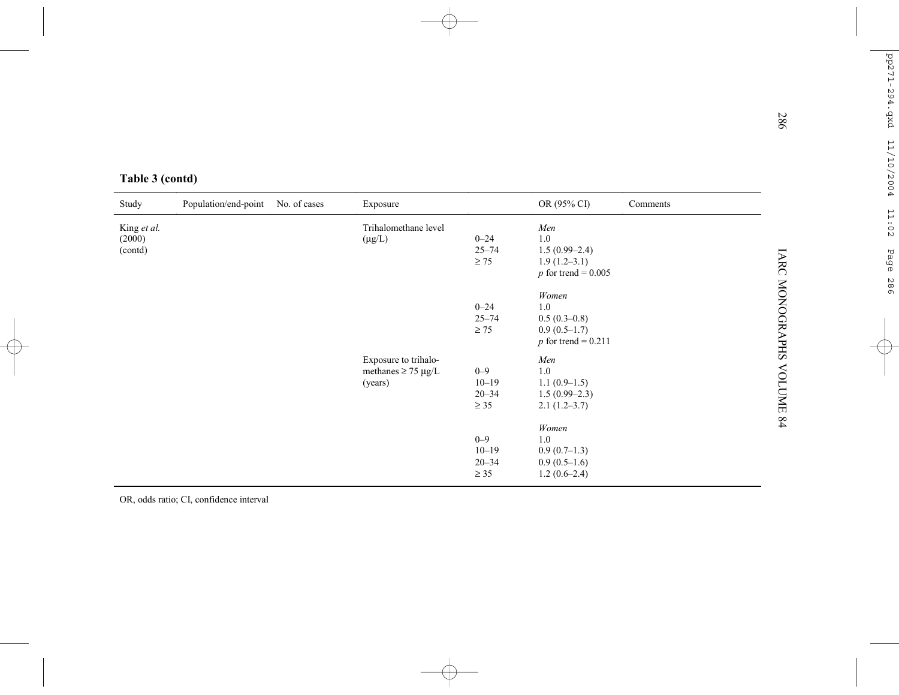**Table 3 (contd)**

| Study | Population/end-point | No. of cases | Exposure | | OR (95% CI) | Comments |
|---|---|---|---|---|---|---|
| King *et al.* (2000) (contd) | | | Trihalomethane level (µg/L) | | *Men* | |
| | | | | 0–24 | 1.0 | |
| | | | | 25–74 | 1.5 (0.99–2.4) | |
| | | | | ≥ 75 | 1.9 (1.2–3.1) | |
| | | | | | *p* for trend = 0.005 | |
| | | | | | *Women* | |
| | | | | 0–24 | 1.0 | |
| | | | | 25–74 | 0.5 (0.3–0.8) | |
| | | | | ≥ 75 | 0.9 (0.5–1.7) | |
| | | | | | *p* for trend = 0.211 | |
| | | | Exposure to trihalomethanes ≥ 75 µg/L (years) | | *Men* | |
| | | | | 0–9 | 1.0 | |
| | | | | 10–19 | 1.1 (0.9–1.5) | |
| | | | | 20–34 | 1.5 (0.99–2.3) | |
| | | | | ≥ 35 | 2.1 (1.2–3.7) | |
| | | | | | *Women* | |
| | | | | 0–9 | 1.0 | |
| | | | | 10–19 | 0.9 (0.7–1.3) | |
| | | | | 20–34 | 0.9 (0.5–1.6) | |
| | | | | ≥ 35 | 1.2 (0.6–2.4) | |

OR, odds ratio; CI, confidence interval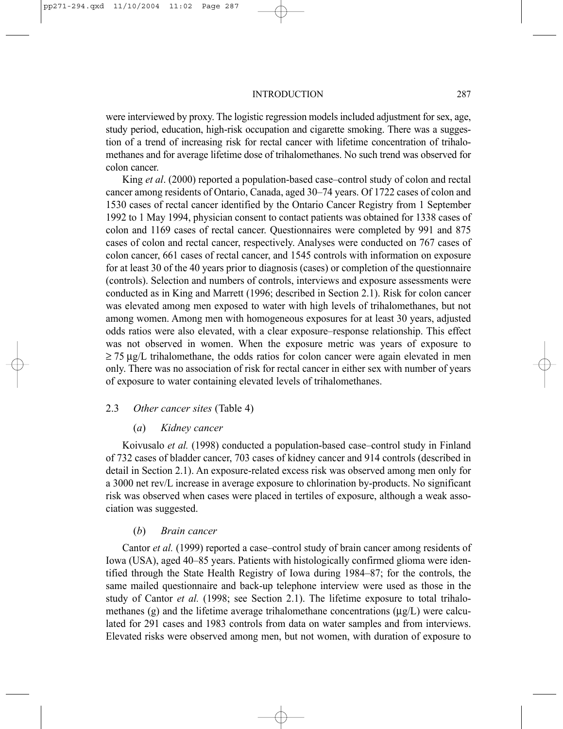were interviewed by proxy. The logistic regression models included adjustment for sex, age, study period, education, high-risk occupation and cigarette smoking. There was a suggestion of a trend of increasing risk for rectal cancer with lifetime concentration of trihalomethanes and for average lifetime dose of trihalomethanes. No such trend was observed for colon cancer.

King *et al*. (2000) reported a population-based case–control study of colon and rectal cancer among residents of Ontario, Canada, aged 30–74 years. Of 1722 cases of colon and 1530 cases of rectal cancer identified by the Ontario Cancer Registry from 1 September 1992 to 1 May 1994, physician consent to contact patients was obtained for 1338 cases of colon and 1169 cases of rectal cancer. Questionnaires were completed by 991 and 875 cases of colon and rectal cancer, respectively. Analyses were conducted on 767 cases of colon cancer, 661 cases of rectal cancer, and 1545 controls with information on exposure for at least 30 of the 40 years prior to diagnosis (cases) or completion of the questionnaire (controls). Selection and numbers of controls, interviews and exposure assessments were conducted as in King and Marrett (1996; described in Section 2.1). Risk for colon cancer was elevated among men exposed to water with high levels of trihalomethanes, but not among women. Among men with homogeneous exposures for at least 30 years, adjusted odds ratios were also elevated, with a clear exposure–response relationship. This effect was not observed in women. When the exposure metric was years of exposure to ≥ 75 μg/L trihalomethane, the odds ratios for colon cancer were again elevated in men only. There was no association of risk for rectal cancer in either sex with number of years of exposure to water containing elevated levels of trihalomethanes.

## 2.3 *Other cancer sites* (Table 4)

### (*a*) *Kidney cancer*

Koivusalo *et al.* (1998) conducted a population-based case–control study in Finland of 732 cases of bladder cancer, 703 cases of kidney cancer and 914 controls (described in detail in Section 2.1). An exposure-related excess risk was observed among men only for a 3000 net rev/L increase in average exposure to chlorination by-products. No significant risk was observed when cases were placed in tertiles of exposure, although a weak association was suggested.

### (*b*) *Brain cancer*

Cantor *et al.* (1999) reported a case–control study of brain cancer among residents of Iowa (USA), aged 40–85 years. Patients with histologically confirmed glioma were identified through the State Health Registry of Iowa during 1984–87; for the controls, the same mailed questionnaire and back-up telephone interview were used as those in the study of Cantor *et al.* (1998; see Section 2.1). The lifetime exposure to total trihalomethanes (g) and the lifetime average trihalomethane concentrations (μg/L) were calculated for 291 cases and 1983 controls from data on water samples and from interviews. Elevated risks were observed among men, but not women, with duration of exposure to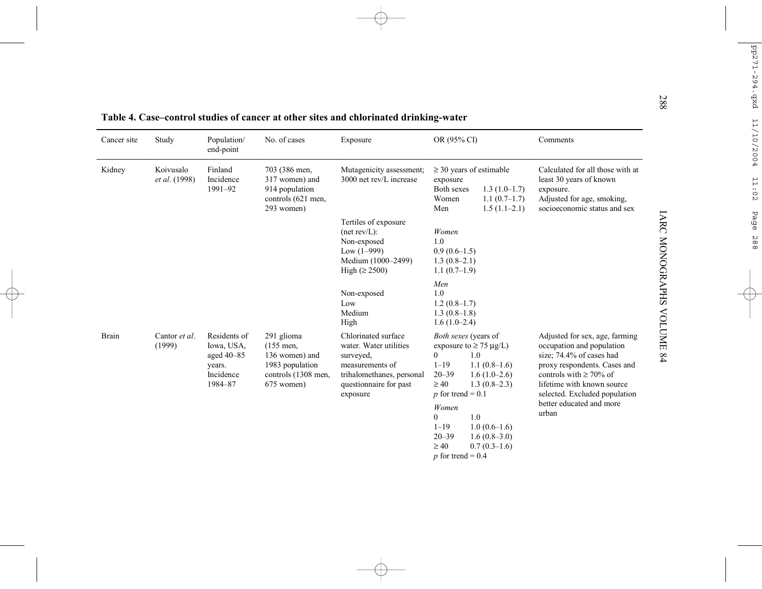**Table 4. Case–control studies of cancer at other sites and chlorinated drinking-water**

| Cancer site | Study | Population/ end-point | No. of cases | Exposure | OR (95% CI) | Comments |
|---|---|---|---|---|---|---|
| Kidney | Koivusalo *et al*. (1998) | Finland Incidence 1991–92 | 703 (386 men, 317 women) and 914 population controls (621 men, 293 women) | Mutagenicity assessment; 3000 net rev/L increase | ≥ 30 years of estimable exposure<br>Both sexes 1.3 (1.0–1.7)<br>Women 1.1 (0.7–1.7)<br>Men 1.5 (1.1–2.1) | Calculated for all those with at least 30 years of known exposure.<br>Adjusted for age, smoking, socioeconomic status and sex |
| | | | | Tertiles of exposure (net rev/L):<br>Non-exposed<br>Low (1–999)<br>Medium (1000–2499)<br>High (≥ 2500) | *Women*<br>1.0<br>0.9 (0.6–1.5)<br>1.3 (0.8–2.1)<br>1.1 (0.7–1.9) | |
| | | | | Non-exposed<br>Low<br>Medium<br>High | *Men*<br>1.0<br>1.2 (0.8–1.7)<br>1.3 (0.8–1.8)<br>1.6 (1.0–2.4) | |
| Brain | Cantor *et al*. (1999) | Residents of Iowa, USA, aged 40–85 years. Incidence 1984–87 | 291 glioma (155 men, 136 women) and 1983 population controls (1308 men, 675 women) | Chlorinated surface water. Water utilities surveyed, measurements of trihalomethanes, personal questionnaire for past exposure | *Both sexes* (years of exposure to ≥ 75 µg/L)<br>0 1.0<br>1–19 1.1 (0.8–1.6)<br>20–39 1.6 (1.0–2.6)<br>≥ 40 1.3 (0.8–2.3)<br>*p* for trend = 0.1 | Adjusted for sex, age, farming occupation and population size; 74.4% of cases had proxy respondents. Cases and controls with ≥ 70% of lifetime with known source selected. Excluded population better educated and more urban |
| | | | | | *Women*<br>0 1.0<br>1–19 1.0 (0.6–1.6)<br>20–39 1.6 (0.8–3.0)<br>≥ 40 0.7 (0.3–1.6)<br>*p* for trend = 0.4 | |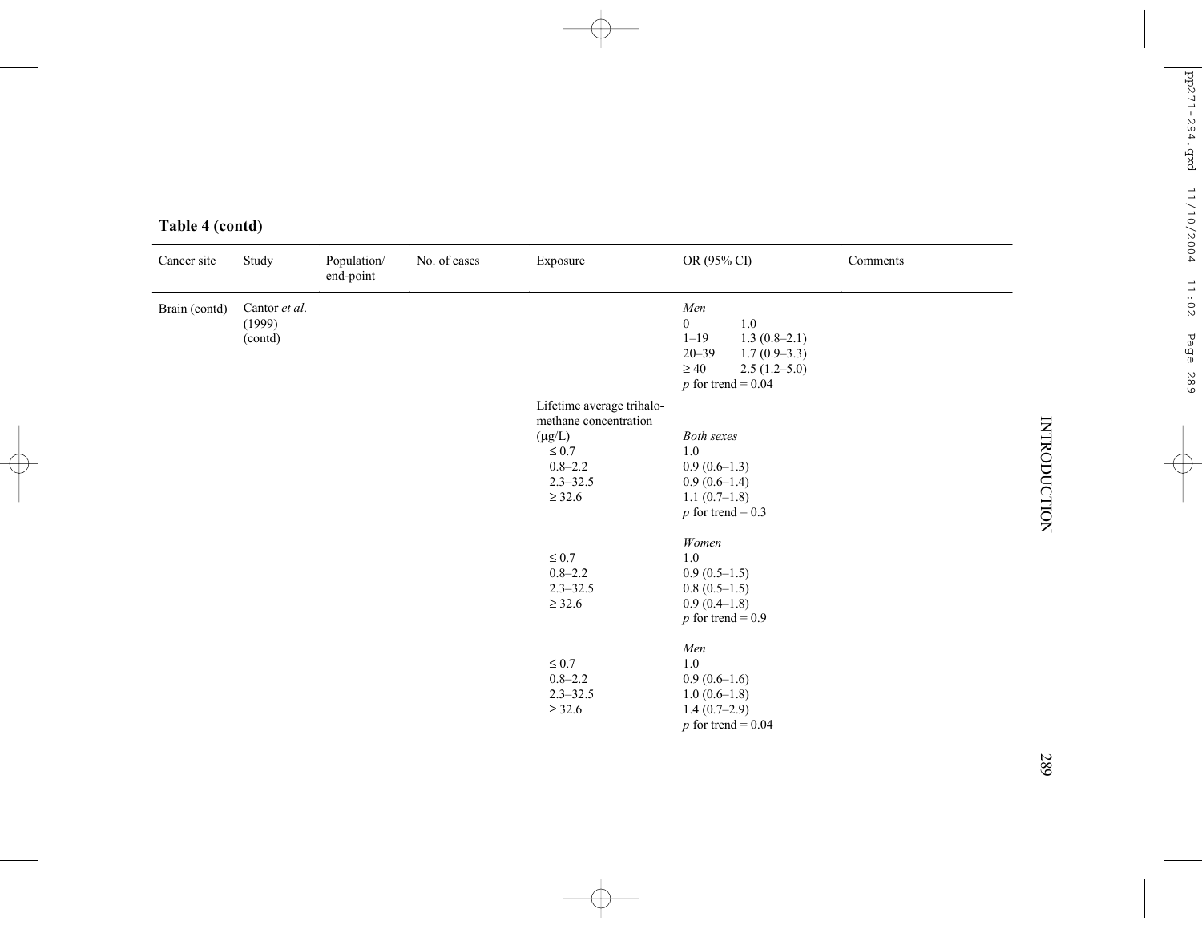**Table 4 (contd)**

| Cancer site | Study | Population/ end-point | No. of cases | Exposure | OR (95% CI) | Comments |
|---|---|---|---|---|---|---|
| Brain (contd) | Cantor *et al.* (1999) (contd) | | | | *Men* | |
| | | | | | 0   1.0 | |
| | | | | | 1–19   1.3 (0.8–2.1) | |
| | | | | | 20–39   1.7 (0.9–3.3) | |
| | | | | | ≥ 40   2.5 (1.2–5.0) | |
| | | | | | $p$ for trend = 0.04 | |
| | | | | Lifetime average trihalomethane concentration (μg/L) | *Both sexes* | |
| | | | | ≤ 0.7 | 1.0 | |
| | | | | 0.8–2.2 | 0.9 (0.6–1.3) | |
| | | | | 2.3–32.5 | 0.9 (0.6–1.4) | |
| | | | | ≥ 32.6 | 1.1 (0.7–1.8) | |
| | | | | | $p$ for trend = 0.3 | |
| | | | | | *Women* | |
| | | | | ≤ 0.7 | 1.0 | |
| | | | | 0.8–2.2 | 0.9 (0.5–1.5) | |
| | | | | 2.3–32.5 | 0.8 (0.5–1.5) | |
| | | | | ≥ 32.6 | 0.9 (0.4–1.8) | |
| | | | | | $p$ for trend = 0.9 | |
| | | | | | *Men* | |
| | | | | ≤ 0.7 | 1.0 | |
| | | | | 0.8–2.2 | 0.9 (0.6–1.6) | |
| | | | | 2.3–32.5 | 1.0 (0.6–1.8) | |
| | | | | ≥ 32.6 | 1.4 (0.7–2.9) | |
| | | | | | $p$ for trend = 0.04 | |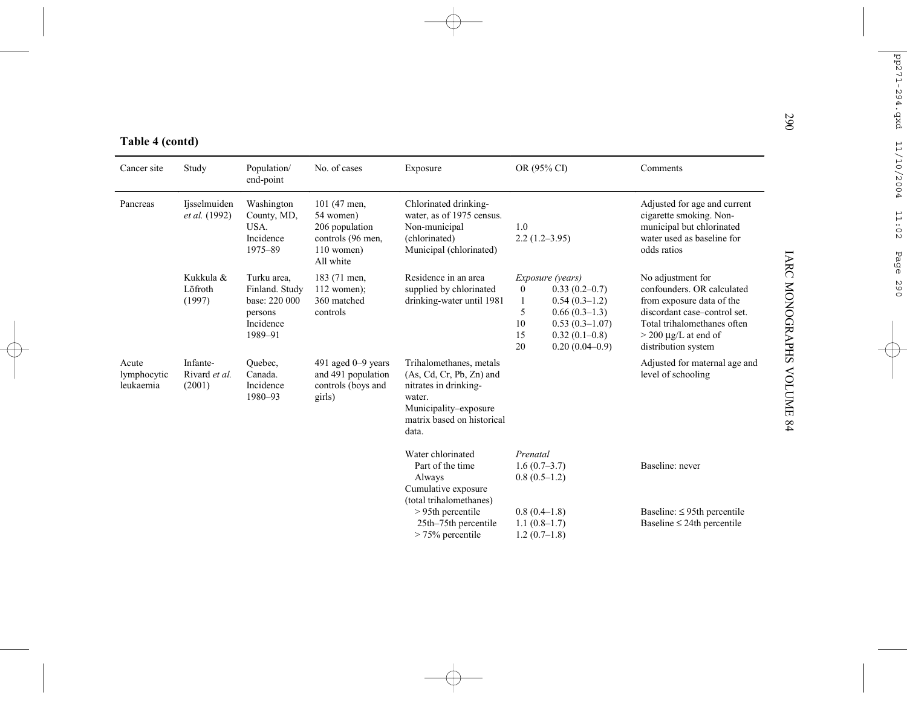**Table 4 (contd)**

| Cancer site | Study | Population/ end-point | No. of cases | Exposure | OR (95% CI) | Comments |
|---|---|---|---|---|---|---|
| Pancreas | Ijsselmuiden *et al.* (1992) | Washington County, MD, USA. Incidence 1975–89 | 101 (47 men, 54 women) 206 population controls (96 men, 110 women) All white | Chlorinated drinking-water, as of 1975 census. | | Adjusted for age and current cigarette smoking. Non-municipal but chlorinated water used as baseline for odds ratios |
| | | | | Non-municipal (chlorinated) | 1.0 | |
| | | | | Municipal (chlorinated) | 2.2 (1.2–3.95) | |
| | Kukkula & Löfroth (1997) | Turku area, Finland. Study base: 220 000 persons Incidence 1989–91 | 183 (71 men, 112 women); 360 matched controls | Residence in an area supplied by chlorinated drinking-water until 1981 | *Exposure (years)* | No adjustment for confounders. OR calculated from exposure data of the discordant case–control set. Total trihalomethanes often > 200 μg/L at end of distribution system |
| | | | | | 0 0.33 (0.2–0.7) | |
| | | | | | 1 0.54 (0.3–1.2) | |
| | | | | | 5 0.66 (0.3–1.3) | |
| | | | | | 10 0.53 (0.3–1.07) | |
| | | | | | 15 0.32 (0.1–0.8) | |
| | | | | | 20 0.20 (0.04–0.9) | |
| Acute lymphocytic leukaemia | Infante-Rivard *et al.* (2001) | Quebec, Canada. Incidence 1980–93 | 491 aged 0–9 years and 491 population controls (boys and girls) | Trihalomethanes, metals (As, Cd, Cr, Pb, Zn) and nitrates in drinking-water. Municipality–exposure matrix based on historical data. | | Adjusted for maternal age and level of schooling |
| | | | | Water chlorinated | *Prenatal* | |
| | | | | Part of the time | 1.6 (0.7–3.7) | Baseline: never |
| | | | | Always | 0.8 (0.5–1.2) | |
| | | | | Cumulative exposure (total trihalomethanes) | | |
| | | | | > 95th percentile | 0.8 (0.4–1.8) | Baseline: ≤ 95th percentile |
| | | | | 25th–75th percentile | 1.1 (0.8–1.7) | Baseline ≤ 24th percentile |
| | | | | > 75% percentile | 1.2 (0.7–1.8) | |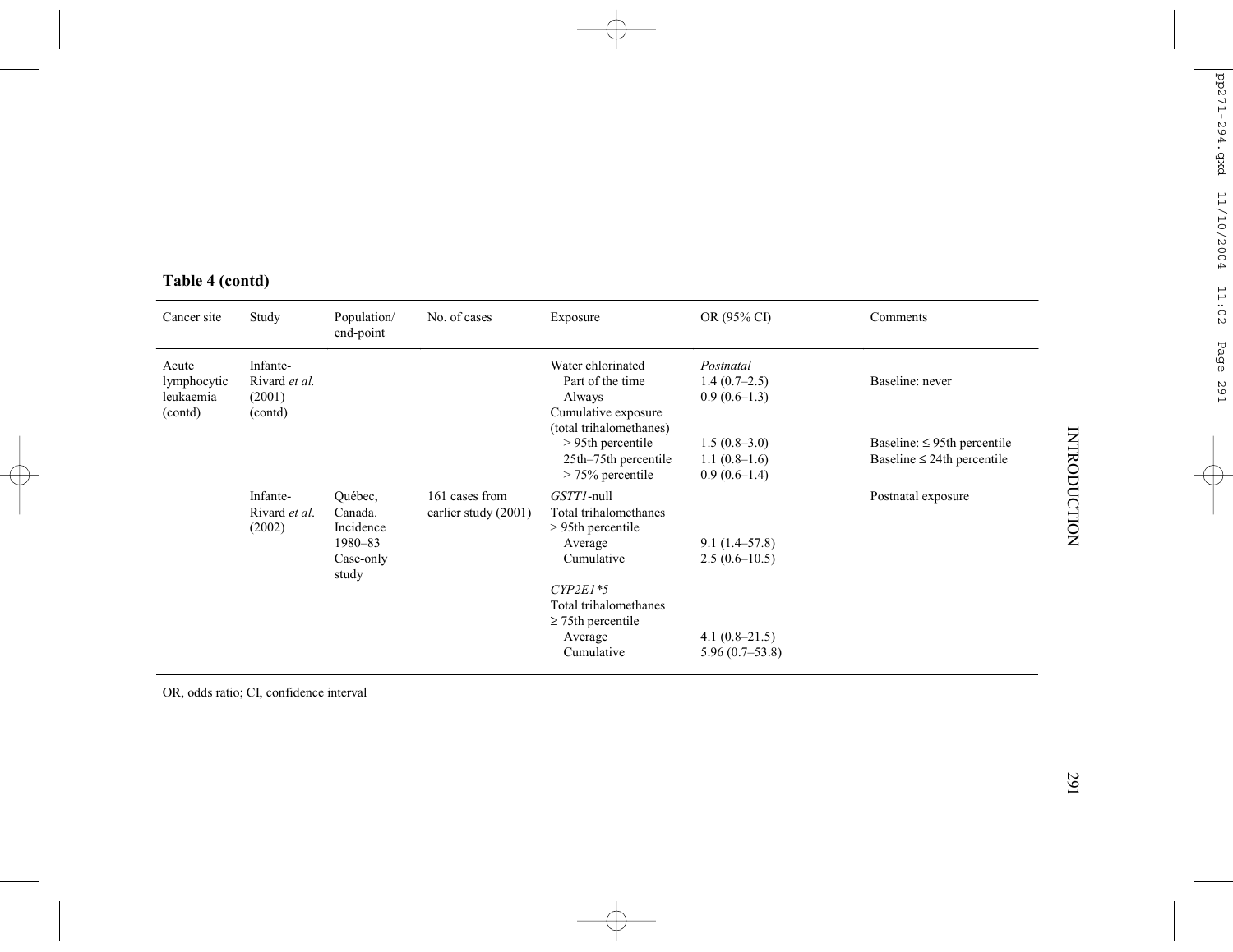**Table 4 (contd)**

| Cancer site | Study | Population/ end-point | No. of cases | Exposure | OR (95% CI) | Comments |
|---|---|---|---|---|---|---|
| Acute lymphocytic leukaemia (contd) | Infante-Rivard *et al.* (2001) (contd) | | | Water chlorinated | *Postnatal* | |
| | | | | Part of the time | 1.4 (0.7–2.5) | Baseline: never |
| | | | | Always | 0.9 (0.6–1.3) | |
| | | | | Cumulative exposure (total trihalomethanes) | | |
| | | | | > 95th percentile | 1.5 (0.8–3.0) | Baseline: ≤ 95th percentile |
| | | | | 25th–75th percentile | 1.1 (0.8–1.6) | Baseline ≤ 24th percentile |
| | | | | > 75% percentile | 0.9 (0.6–1.4) | |
| | Infante-Rivard *et al.* (2002) | Québec, Canada. Incidence 1980–83 Case-only study | 161 cases from earlier study (2001) | *GSTT1*-null | | Postnatal exposure |
| | | | | Total trihalomethanes > 95th percentile | | |
| | | | | Average | 9.1 (1.4–57.8) | |
| | | | | Cumulative | 2.5 (0.6–10.5) | |
| | | | | *CYP2E1\*5* | | |
| | | | | Total trihalomethanes ≥ 75th percentile | | |
| | | | | Average | 4.1 (0.8–21.5) | |
| | | | | Cumulative | 5.96 (0.7–53.8) | |

OR, odds ratio; CI, confidence interval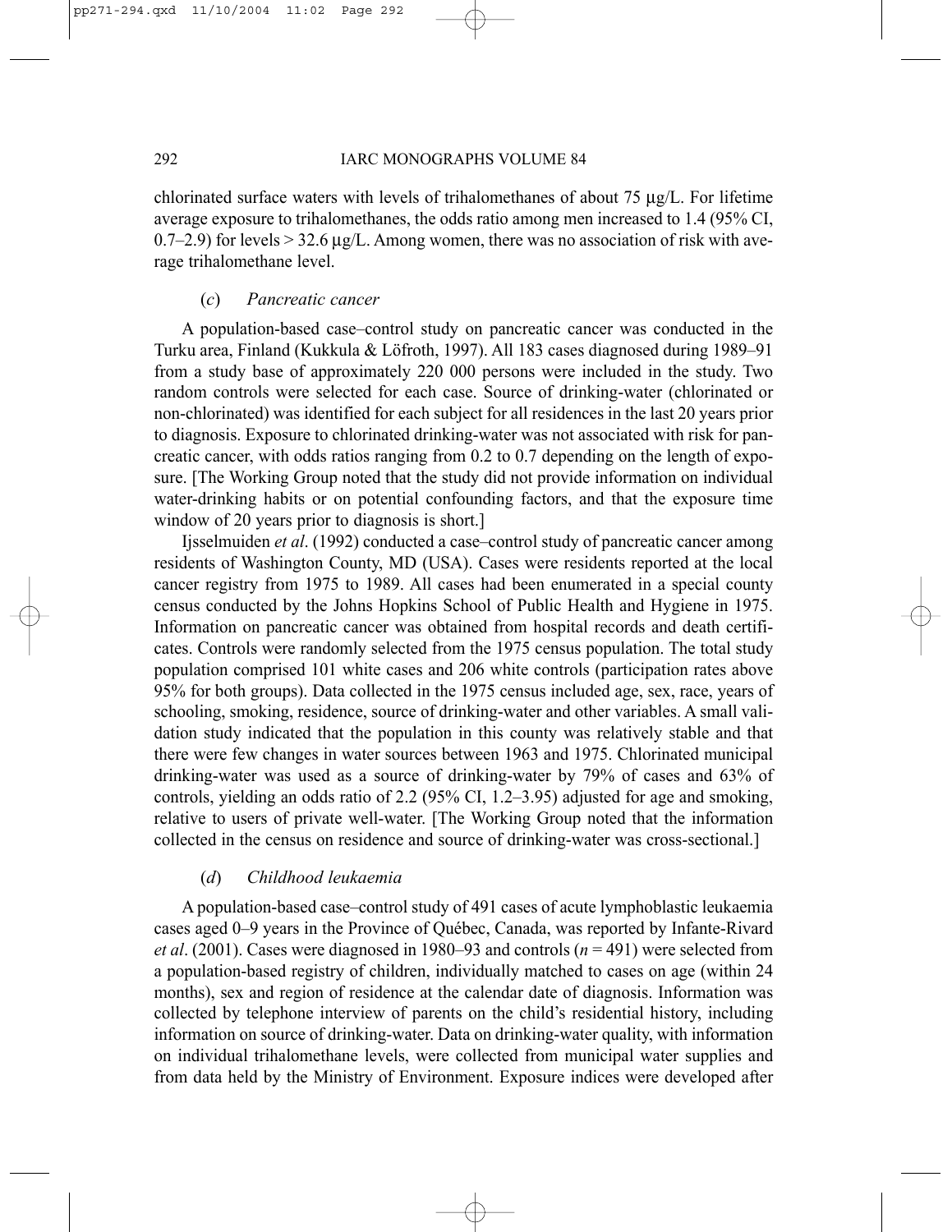chlorinated surface waters with levels of trihalomethanes of about 75 μg/L. For lifetime average exposure to trihalomethanes, the odds ratio among men increased to 1.4 (95% CI, 0.7–2.9) for levels > 32.6 μg/L. Among women, there was no association of risk with average trihalomethane level.

#### (*c*) *Pancreatic cancer*

A population-based case–control study on pancreatic cancer was conducted in the Turku area, Finland (Kukkula & Löfroth, 1997). All 183 cases diagnosed during 1989–91 from a study base of approximately 220 000 persons were included in the study. Two random controls were selected for each case. Source of drinking-water (chlorinated or non-chlorinated) was identified for each subject for all residences in the last 20 years prior to diagnosis. Exposure to chlorinated drinking-water was not associated with risk for pancreatic cancer, with odds ratios ranging from 0.2 to 0.7 depending on the length of exposure. [The Working Group noted that the study did not provide information on individual water-drinking habits or on potential confounding factors, and that the exposure time window of 20 years prior to diagnosis is short.]

Ijsselmuiden *et al*. (1992) conducted a case–control study of pancreatic cancer among residents of Washington County, MD (USA). Cases were residents reported at the local cancer registry from 1975 to 1989. All cases had been enumerated in a special county census conducted by the Johns Hopkins School of Public Health and Hygiene in 1975. Information on pancreatic cancer was obtained from hospital records and death certificates. Controls were randomly selected from the 1975 census population. The total study population comprised 101 white cases and 206 white controls (participation rates above 95% for both groups). Data collected in the 1975 census included age, sex, race, years of schooling, smoking, residence, source of drinking-water and other variables. A small validation study indicated that the population in this county was relatively stable and that there were few changes in water sources between 1963 and 1975. Chlorinated municipal drinking-water was used as a source of drinking-water by 79% of cases and 63% of controls, yielding an odds ratio of 2.2 (95% CI, 1.2–3.95) adjusted for age and smoking, relative to users of private well-water. [The Working Group noted that the information collected in the census on residence and source of drinking-water was cross-sectional.]

#### (*d*) *Childhood leukaemia*

A population-based case–control study of 491 cases of acute lymphoblastic leukaemia cases aged 0–9 years in the Province of Québec, Canada, was reported by Infante-Rivard *et al*. (2001). Cases were diagnosed in 1980–93 and controls ($n$ = 491) were selected from a population-based registry of children, individually matched to cases on age (within 24 months), sex and region of residence at the calendar date of diagnosis. Information was collected by telephone interview of parents on the child's residential history, including information on source of drinking-water. Data on drinking-water quality, with information on individual trihalomethane levels, were collected from municipal water supplies and from data held by the Ministry of Environment. Exposure indices were developed after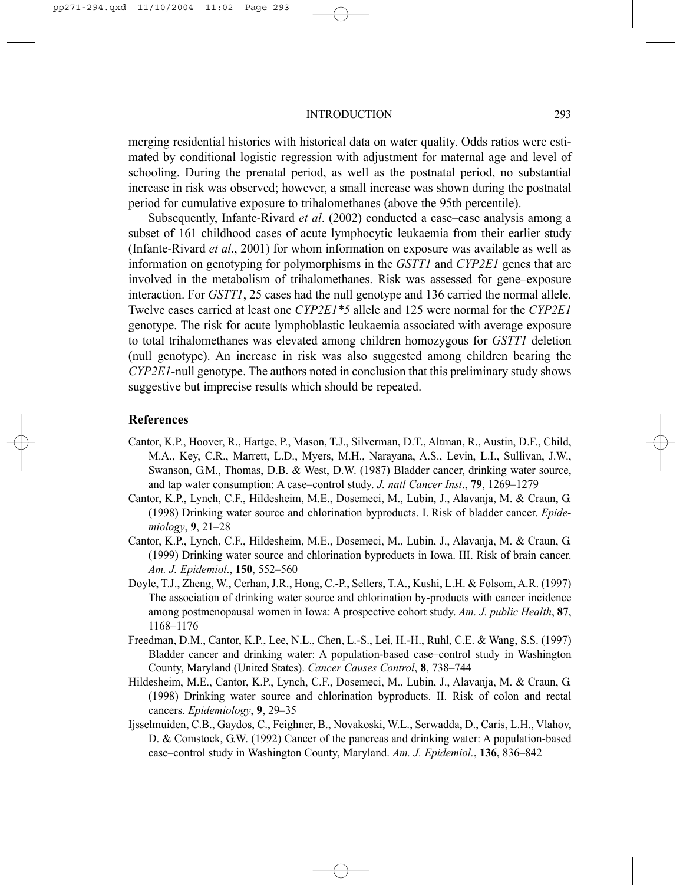merging residential histories with historical data on water quality. Odds ratios were estimated by conditional logistic regression with adjustment for maternal age and level of schooling. During the prenatal period, as well as the postnatal period, no substantial increase in risk was observed; however, a small increase was shown during the postnatal period for cumulative exposure to trihalomethanes (above the 95th percentile).

Subsequently, Infante-Rivard *et al*. (2002) conducted a case–case analysis among a subset of 161 childhood cases of acute lymphocytic leukaemia from their earlier study (Infante-Rivard *et al*., 2001) for whom information on exposure was available as well as information on genotyping for polymorphisms in the *GSTT1* and *CYP2E1* genes that are involved in the metabolism of trihalomethanes. Risk was assessed for gene–exposure interaction. For *GSTT1*, 25 cases had the null genotype and 136 carried the normal allele. Twelve cases carried at least one *CYP2E1*5* allele and 125 were normal for the *CYP2E1* genotype. The risk for acute lymphoblastic leukaemia associated with average exposure to total trihalomethanes was elevated among children homozygous for *GSTT1* deletion (null genotype). An increase in risk was also suggested among children bearing the *CYP2E1*-null genotype. The authors noted in conclusion that this preliminary study shows suggestive but imprecise results which should be repeated.

## References

Cantor, K.P., Hoover, R., Hartge, P., Mason, T.J., Silverman, D.T., Altman, R., Austin, D.F., Child, M.A., Key, C.R., Marrett, L.D., Myers, M.H., Narayana, A.S., Levin, L.I., Sullivan, J.W., Swanson, G.M., Thomas, D.B. & West, D.W. (1987) Bladder cancer, drinking water source, and tap water consumption: A case–control study. *J. natl Cancer Inst*., **79**, 1269–1279

Cantor, K.P., Lynch, C.F., Hildesheim, M.E., Dosemeci, M., Lubin, J., Alavanja, M. & Craun, G. (1998) Drinking water source and chlorination byproducts. I. Risk of bladder cancer. *Epidemiology*, **9**, 21–28

Cantor, K.P., Lynch, C.F., Hildesheim, M.E., Dosemeci, M., Lubin, J., Alavanja, M. & Craun, G. (1999) Drinking water source and chlorination byproducts in Iowa. III. Risk of brain cancer. *Am. J. Epidemiol*., **150**, 552–560

Doyle, T.J., Zheng, W., Cerhan, J.R., Hong, C.-P., Sellers, T.A., Kushi, L.H. & Folsom, A.R. (1997) The association of drinking water source and chlorination by-products with cancer incidence among postmenopausal women in Iowa: A prospective cohort study. *Am. J. public Health*, **87**, 1168–1176

Freedman, D.M., Cantor, K.P., Lee, N.L., Chen, L.-S., Lei, H.-H., Ruhl, C.E. & Wang, S.S. (1997) Bladder cancer and drinking water: A population-based case–control study in Washington County, Maryland (United States). *Cancer Causes Control*, **8**, 738–744

Hildesheim, M.E., Cantor, K.P., Lynch, C.F., Dosemeci, M., Lubin, J., Alavanja, M. & Craun, G. (1998) Drinking water source and chlorination byproducts. II. Risk of colon and rectal cancers. *Epidemiology*, **9**, 29–35

Ijsselmuiden, C.B., Gaydos, C., Feighner, B., Novakoski, W.L., Serwadda, D., Caris, L.H., Vlahov, D. & Comstock, G.W. (1992) Cancer of the pancreas and drinking water: A population-based case–control study in Washington County, Maryland. *Am. J. Epidemiol.*, **136**, 836–842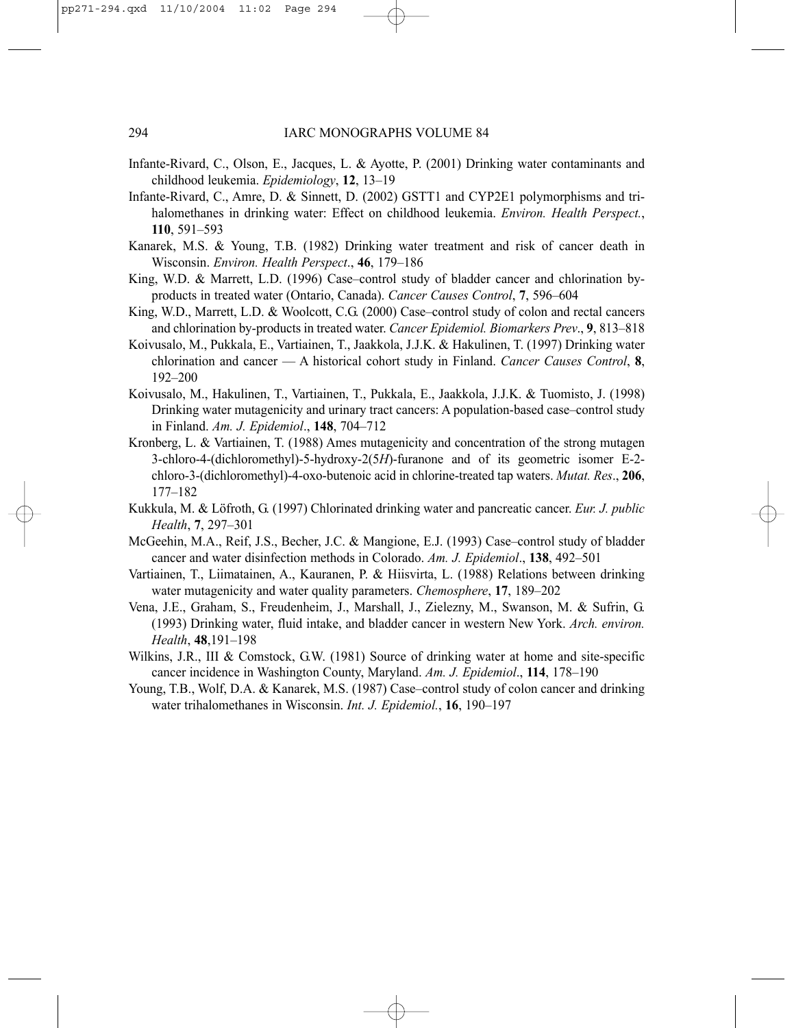Infante-Rivard, C., Olson, E., Jacques, L. & Ayotte, P. (2001) Drinking water contaminants and childhood leukemia. *Epidemiology*, **12**, 13–19

Infante-Rivard, C., Amre, D. & Sinnett, D. (2002) GSTT1 and CYP2E1 polymorphisms and trihalomethanes in drinking water: Effect on childhood leukemia. *Environ. Health Perspect.*, **110**, 591–593

Kanarek, M.S. & Young, T.B. (1982) Drinking water treatment and risk of cancer death in Wisconsin. *Environ. Health Perspect*., **46**, 179–186

King, W.D. & Marrett, L.D. (1996) Case–control study of bladder cancer and chlorination by-products in treated water (Ontario, Canada). *Cancer Causes Control*, **7**, 596–604

King, W.D., Marrett, L.D. & Woolcott, C.G. (2000) Case–control study of colon and rectal cancers and chlorination by-products in treated water. *Cancer Epidemiol. Biomarkers Prev*., **9**, 813–818

Koivusalo, M., Pukkala, E., Vartiainen, T., Jaakkola, J.J.K. & Hakulinen, T. (1997) Drinking water chlorination and cancer — A historical cohort study in Finland. *Cancer Causes Control*, **8**, 192–200

Koivusalo, M., Hakulinen, T., Vartiainen, T., Pukkala, E., Jaakkola, J.J.K. & Tuomisto, J. (1998) Drinking water mutagenicity and urinary tract cancers: A population-based case–control study in Finland. *Am. J. Epidemiol*., **148**, 704–712

Kronberg, L. & Vartiainen, T. (1988) Ames mutagenicity and concentration of the strong mutagen 3-chloro-4-(dichloromethyl)-5-hydroxy-2(5*H*)-furanone and of its geometric isomer E-2-chloro-3-(dichloromethyl)-4-oxo-butenoic acid in chlorine-treated tap waters. *Mutat. Res*., **206**, 177–182

Kukkula, M. & Löfroth, G. (1997) Chlorinated drinking water and pancreatic cancer. *Eur. J. public Health*, **7**, 297–301

McGeehin, M.A., Reif, J.S., Becher, J.C. & Mangione, E.J. (1993) Case–control study of bladder cancer and water disinfection methods in Colorado. *Am. J. Epidemiol*., **138**, 492–501

Vartiainen, T., Liimatainen, A., Kauranen, P. & Hiisvirta, L. (1988) Relations between drinking water mutagenicity and water quality parameters. *Chemosphere*, **17**, 189–202

Vena, J.E., Graham, S., Freudenheim, J., Marshall, J., Zielezny, M., Swanson, M. & Sufrin, G. (1993) Drinking water, fluid intake, and bladder cancer in western New York. *Arch. environ. Health*, **48**,191–198

Wilkins, J.R., III & Comstock, G.W. (1981) Source of drinking water at home and site-specific cancer incidence in Washington County, Maryland. *Am. J. Epidemiol*., **114**, 178–190

Young, T.B., Wolf, D.A. & Kanarek, M.S. (1987) Case–control study of colon cancer and drinking water trihalomethanes in Wisconsin. *Int. J. Epidemiol.*, **16**, 190–197